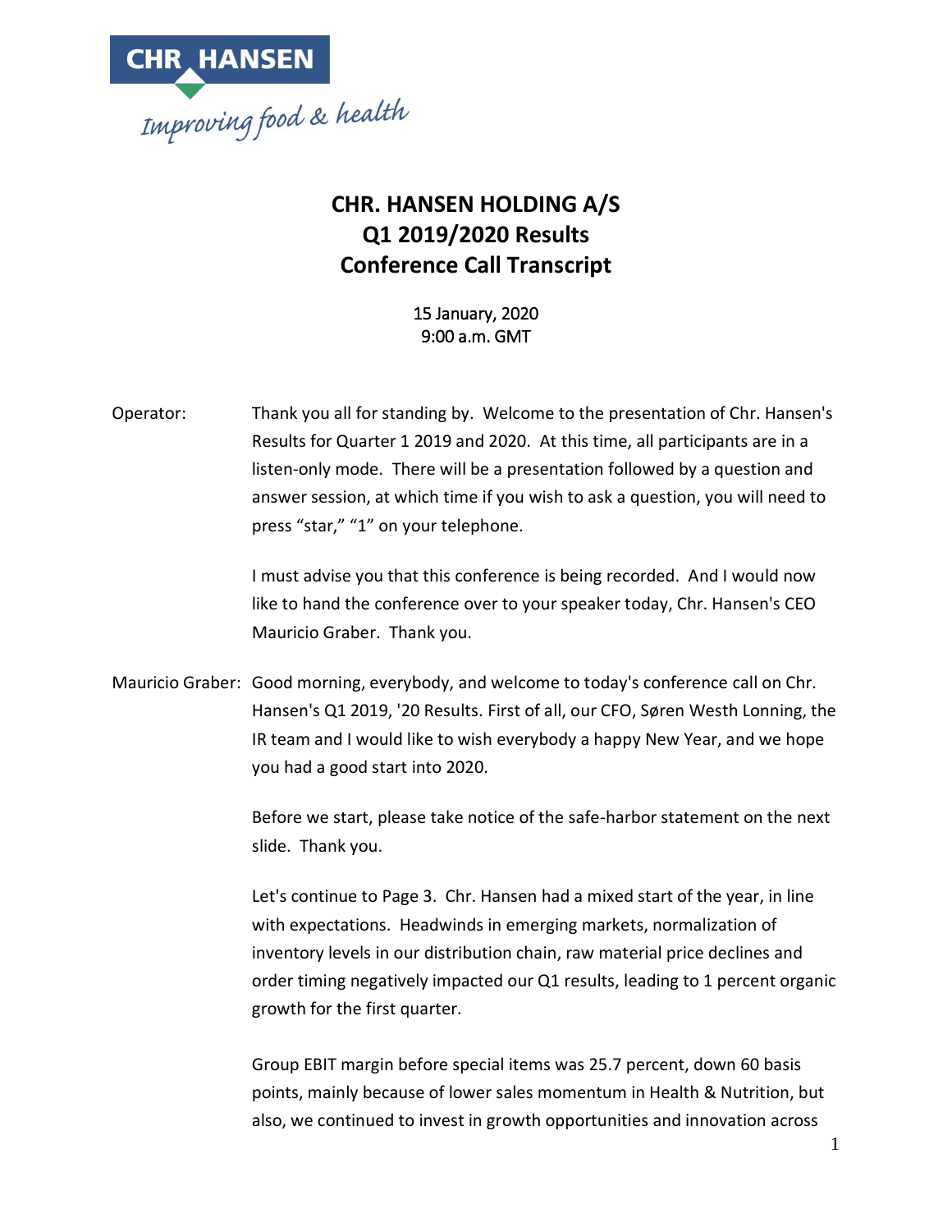CHR HANSEN

*Improving food & health*

# CHR. HANSEN HOLDING A/S
# Q1 2019/2020 Results
# Conference Call Transcript

15 January, 2020
9:00 a.m. GMT

Operator: Thank you all for standing by. Welcome to the presentation of Chr. Hansen's Results for Quarter 1 2019 and 2020. At this time, all participants are in a listen-only mode. There will be a presentation followed by a question and answer session, at which time if you wish to ask a question, you will need to press "star," "1" on your telephone.

I must advise you that this conference is being recorded. And I would now like to hand the conference over to your speaker today, Chr. Hansen's CEO Mauricio Graber. Thank you.

Mauricio Graber: Good morning, everybody, and welcome to today's conference call on Chr. Hansen's Q1 2019, '20 Results. First of all, our CFO, Søren Westh Lonning, the IR team and I would like to wish everybody a happy New Year, and we hope you had a good start into 2020.

Before we start, please take notice of the safe-harbor statement on the next slide. Thank you.

Let's continue to Page 3. Chr. Hansen had a mixed start of the year, in line with expectations. Headwinds in emerging markets, normalization of inventory levels in our distribution chain, raw material price declines and order timing negatively impacted our Q1 results, leading to 1 percent organic growth for the first quarter.

Group EBIT margin before special items was 25.7 percent, down 60 basis points, mainly because of lower sales momentum in Health & Nutrition, but also, we continued to invest in growth opportunities and innovation across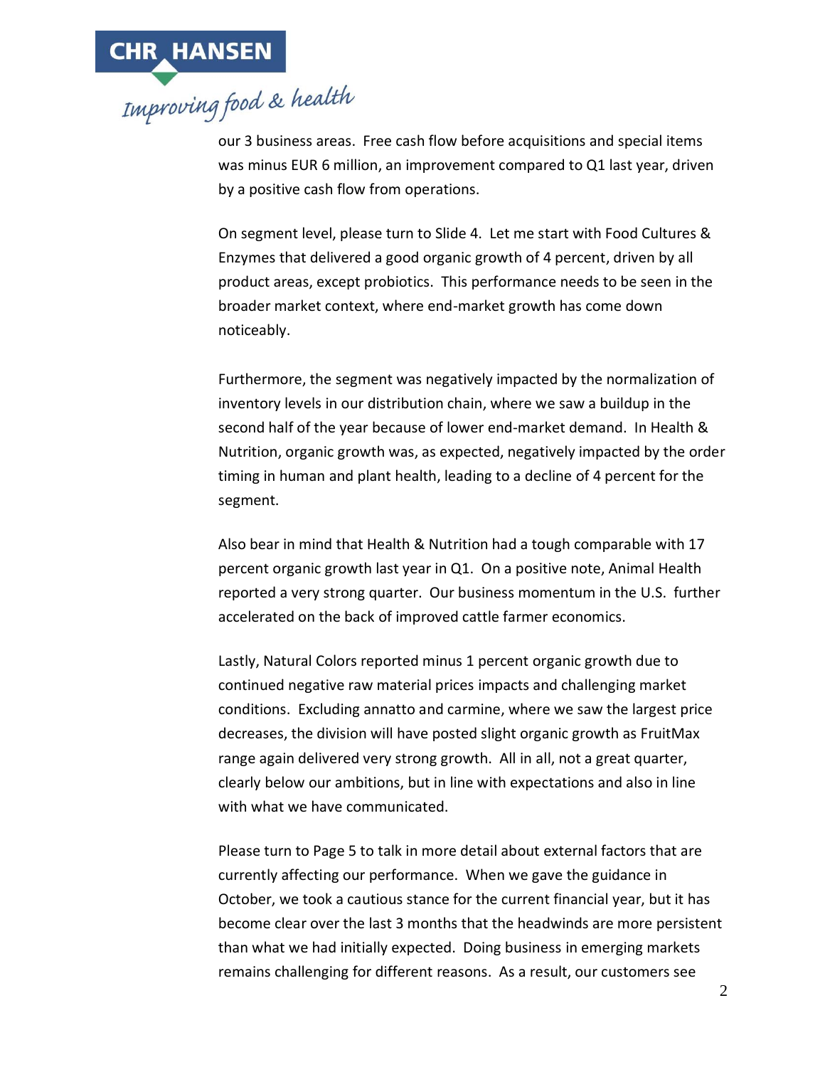our 3 business areas. Free cash flow before acquisitions and special items was minus EUR 6 million, an improvement compared to Q1 last year, driven by a positive cash flow from operations.

On segment level, please turn to Slide 4. Let me start with Food Cultures & Enzymes that delivered a good organic growth of 4 percent, driven by all product areas, except probiotics. This performance needs to be seen in the broader market context, where end-market growth has come down noticeably.

Furthermore, the segment was negatively impacted by the normalization of inventory levels in our distribution chain, where we saw a buildup in the second half of the year because of lower end-market demand. In Health & Nutrition, organic growth was, as expected, negatively impacted by the order timing in human and plant health, leading to a decline of 4 percent for the segment.

Also bear in mind that Health & Nutrition had a tough comparable with 17 percent organic growth last year in Q1. On a positive note, Animal Health reported a very strong quarter. Our business momentum in the U.S. further accelerated on the back of improved cattle farmer economics.

Lastly, Natural Colors reported minus 1 percent organic growth due to continued negative raw material prices impacts and challenging market conditions. Excluding annatto and carmine, where we saw the largest price decreases, the division will have posted slight organic growth as FruitMax range again delivered very strong growth. All in all, not a great quarter, clearly below our ambitions, but in line with expectations and also in line with what we have communicated.

Please turn to Page 5 to talk in more detail about external factors that are currently affecting our performance. When we gave the guidance in October, we took a cautious stance for the current financial year, but it has become clear over the last 3 months that the headwinds are more persistent than what we had initially expected. Doing business in emerging markets remains challenging for different reasons. As a result, our customers see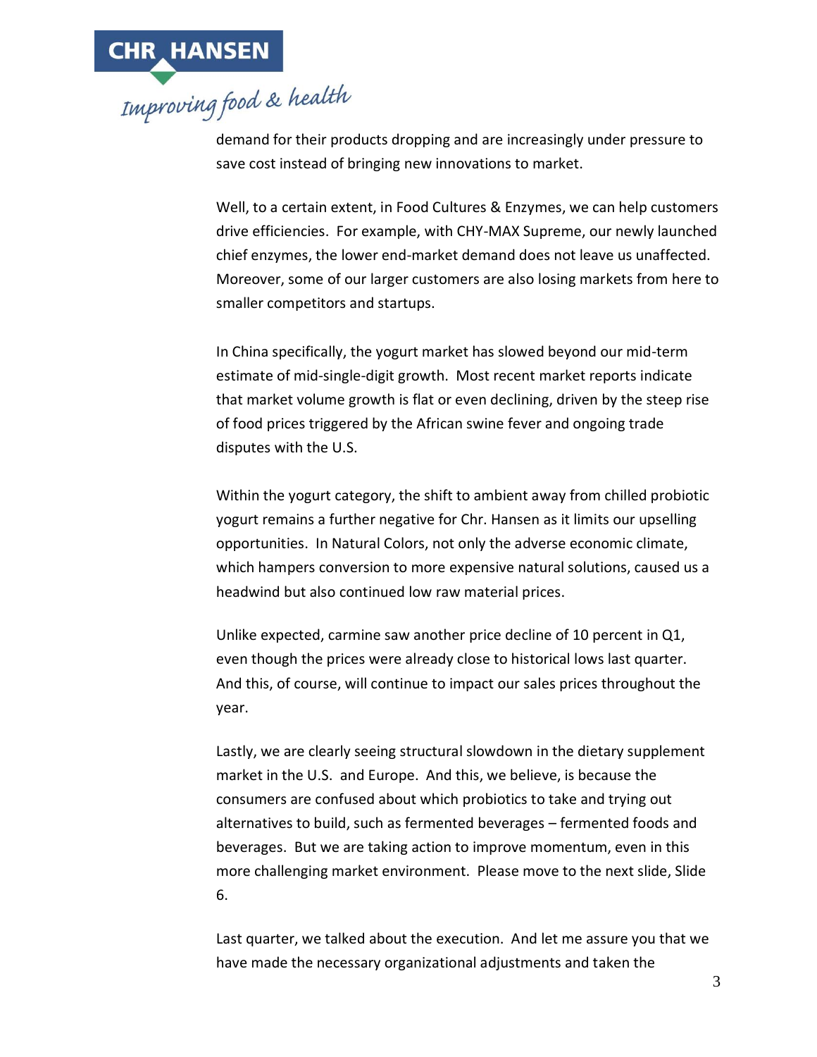demand for their products dropping and are increasingly under pressure to save cost instead of bringing new innovations to market.

Well, to a certain extent, in Food Cultures & Enzymes, we can help customers drive efficiencies. For example, with CHY-MAX Supreme, our newly launched chief enzymes, the lower end-market demand does not leave us unaffected. Moreover, some of our larger customers are also losing markets from here to smaller competitors and startups.

In China specifically, the yogurt market has slowed beyond our mid-term estimate of mid-single-digit growth. Most recent market reports indicate that market volume growth is flat or even declining, driven by the steep rise of food prices triggered by the African swine fever and ongoing trade disputes with the U.S.

Within the yogurt category, the shift to ambient away from chilled probiotic yogurt remains a further negative for Chr. Hansen as it limits our upselling opportunities. In Natural Colors, not only the adverse economic climate, which hampers conversion to more expensive natural solutions, caused us a headwind but also continued low raw material prices.

Unlike expected, carmine saw another price decline of 10 percent in Q1, even though the prices were already close to historical lows last quarter. And this, of course, will continue to impact our sales prices throughout the year.

Lastly, we are clearly seeing structural slowdown in the dietary supplement market in the U.S. and Europe. And this, we believe, is because the consumers are confused about which probiotics to take and trying out alternatives to build, such as fermented beverages – fermented foods and beverages. But we are taking action to improve momentum, even in this more challenging market environment. Please move to the next slide, Slide 6.

Last quarter, we talked about the execution. And let me assure you that we have made the necessary organizational adjustments and taken the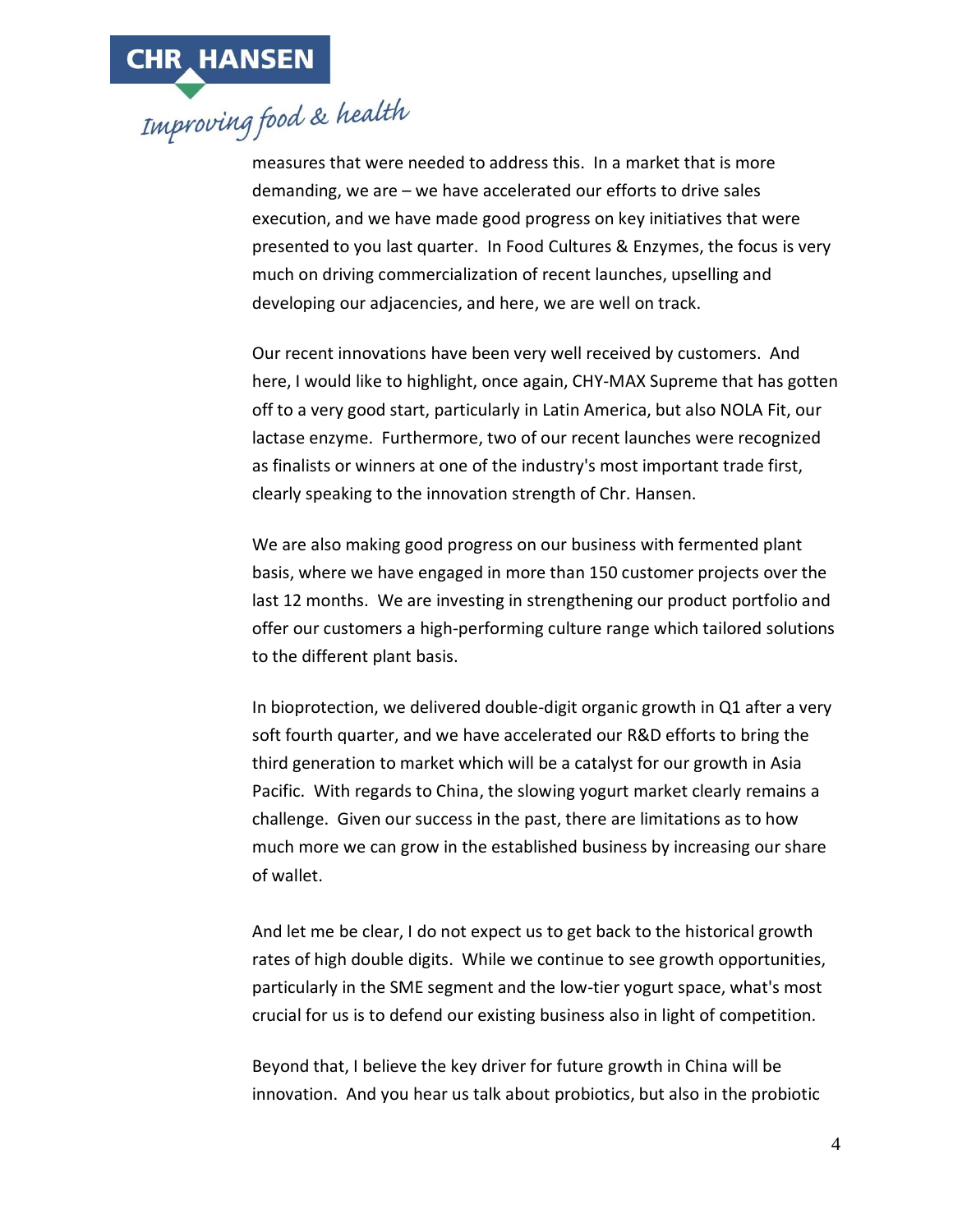measures that were needed to address this. In a market that is more demanding, we are – we have accelerated our efforts to drive sales execution, and we have made good progress on key initiatives that were presented to you last quarter. In Food Cultures & Enzymes, the focus is very much on driving commercialization of recent launches, upselling and developing our adjacencies, and here, we are well on track.

Our recent innovations have been very well received by customers. And here, I would like to highlight, once again, CHY-MAX Supreme that has gotten off to a very good start, particularly in Latin America, but also NOLA Fit, our lactase enzyme. Furthermore, two of our recent launches were recognized as finalists or winners at one of the industry's most important trade first, clearly speaking to the innovation strength of Chr. Hansen.

We are also making good progress on our business with fermented plant basis, where we have engaged in more than 150 customer projects over the last 12 months. We are investing in strengthening our product portfolio and offer our customers a high-performing culture range which tailored solutions to the different plant basis.

In bioprotection, we delivered double-digit organic growth in Q1 after a very soft fourth quarter, and we have accelerated our R&D efforts to bring the third generation to market which will be a catalyst for our growth in Asia Pacific. With regards to China, the slowing yogurt market clearly remains a challenge. Given our success in the past, there are limitations as to how much more we can grow in the established business by increasing our share of wallet.

And let me be clear, I do not expect us to get back to the historical growth rates of high double digits. While we continue to see growth opportunities, particularly in the SME segment and the low-tier yogurt space, what's most crucial for us is to defend our existing business also in light of competition.

Beyond that, I believe the key driver for future growth in China will be innovation. And you hear us talk about probiotics, but also in the probiotic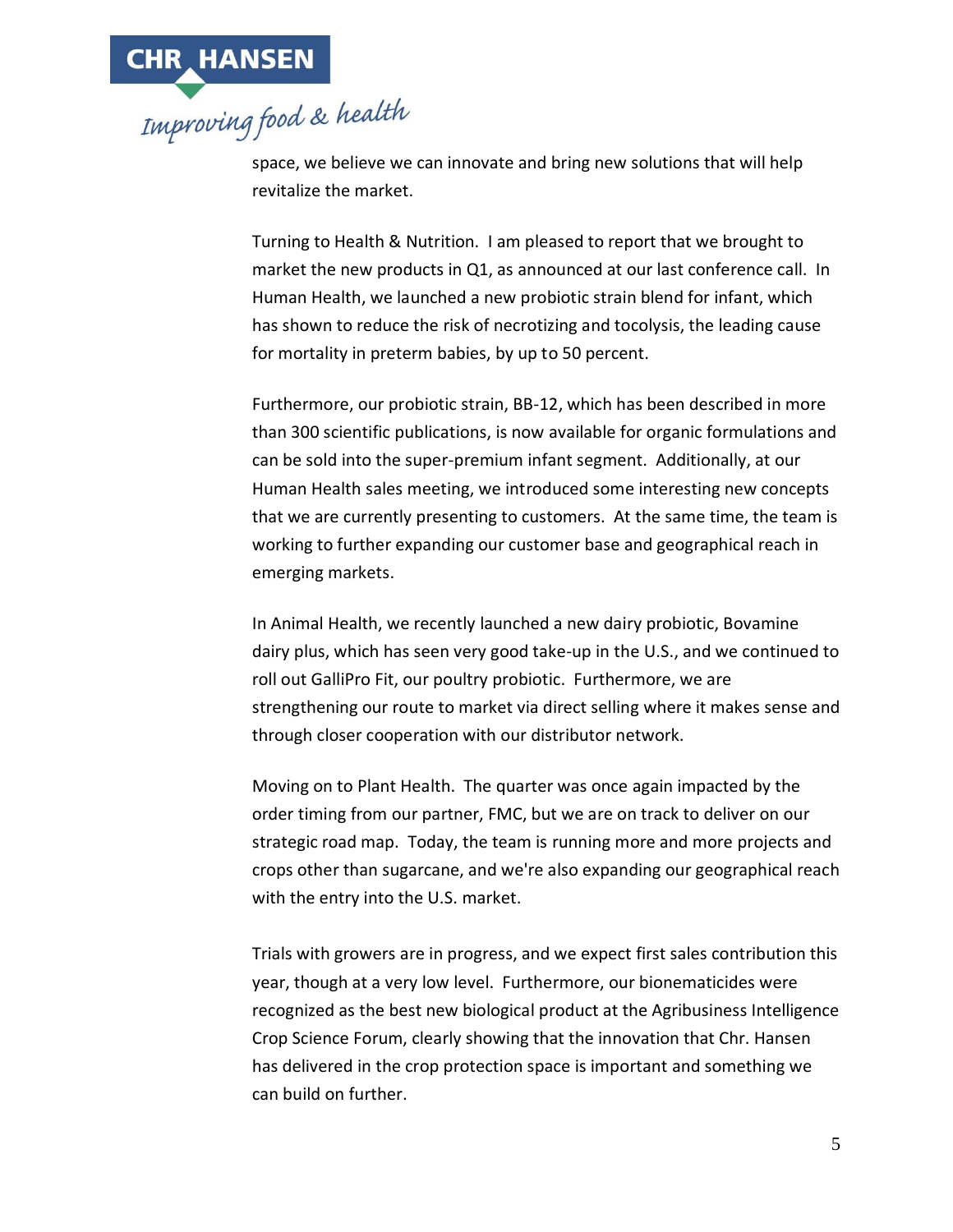space, we believe we can innovate and bring new solutions that will help revitalize the market.

Turning to Health & Nutrition. I am pleased to report that we brought to market the new products in Q1, as announced at our last conference call. In Human Health, we launched a new probiotic strain blend for infant, which has shown to reduce the risk of necrotizing and tocolysis, the leading cause for mortality in preterm babies, by up to 50 percent.

Furthermore, our probiotic strain, BB-12, which has been described in more than 300 scientific publications, is now available for organic formulations and can be sold into the super-premium infant segment. Additionally, at our Human Health sales meeting, we introduced some interesting new concepts that we are currently presenting to customers. At the same time, the team is working to further expanding our customer base and geographical reach in emerging markets.

In Animal Health, we recently launched a new dairy probiotic, Bovamine dairy plus, which has seen very good take-up in the U.S., and we continued to roll out GalliPro Fit, our poultry probiotic. Furthermore, we are strengthening our route to market via direct selling where it makes sense and through closer cooperation with our distributor network.

Moving on to Plant Health. The quarter was once again impacted by the order timing from our partner, FMC, but we are on track to deliver on our strategic road map. Today, the team is running more and more projects and crops other than sugarcane, and we're also expanding our geographical reach with the entry into the U.S. market.

Trials with growers are in progress, and we expect first sales contribution this year, though at a very low level. Furthermore, our bionematicides were recognized as the best new biological product at the Agribusiness Intelligence Crop Science Forum, clearly showing that the innovation that Chr. Hansen has delivered in the crop protection space is important and something we can build on further.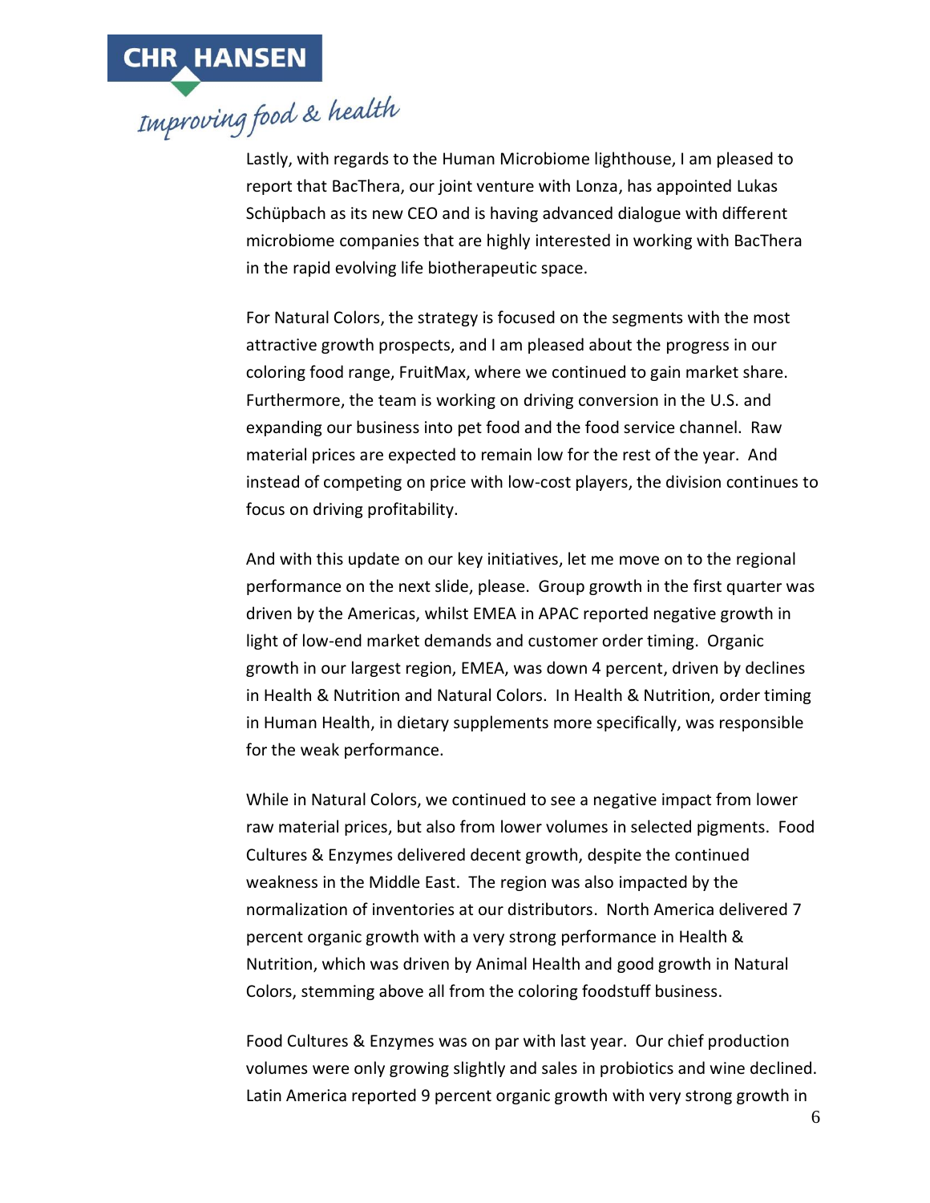Lastly, with regards to the Human Microbiome lighthouse, I am pleased to report that BacThera, our joint venture with Lonza, has appointed Lukas Schüpbach as its new CEO and is having advanced dialogue with different microbiome companies that are highly interested in working with BacThera in the rapid evolving life biotherapeutic space.

For Natural Colors, the strategy is focused on the segments with the most attractive growth prospects, and I am pleased about the progress in our coloring food range, FruitMax, where we continued to gain market share. Furthermore, the team is working on driving conversion in the U.S. and expanding our business into pet food and the food service channel. Raw material prices are expected to remain low for the rest of the year. And instead of competing on price with low-cost players, the division continues to focus on driving profitability.

And with this update on our key initiatives, let me move on to the regional performance on the next slide, please. Group growth in the first quarter was driven by the Americas, whilst EMEA in APAC reported negative growth in light of low-end market demands and customer order timing. Organic growth in our largest region, EMEA, was down 4 percent, driven by declines in Health & Nutrition and Natural Colors. In Health & Nutrition, order timing in Human Health, in dietary supplements more specifically, was responsible for the weak performance.

While in Natural Colors, we continued to see a negative impact from lower raw material prices, but also from lower volumes in selected pigments. Food Cultures & Enzymes delivered decent growth, despite the continued weakness in the Middle East. The region was also impacted by the normalization of inventories at our distributors. North America delivered 7 percent organic growth with a very strong performance in Health & Nutrition, which was driven by Animal Health and good growth in Natural Colors, stemming above all from the coloring foodstuff business.

Food Cultures & Enzymes was on par with last year. Our chief production volumes were only growing slightly and sales in probiotics and wine declined. Latin America reported 9 percent organic growth with very strong growth in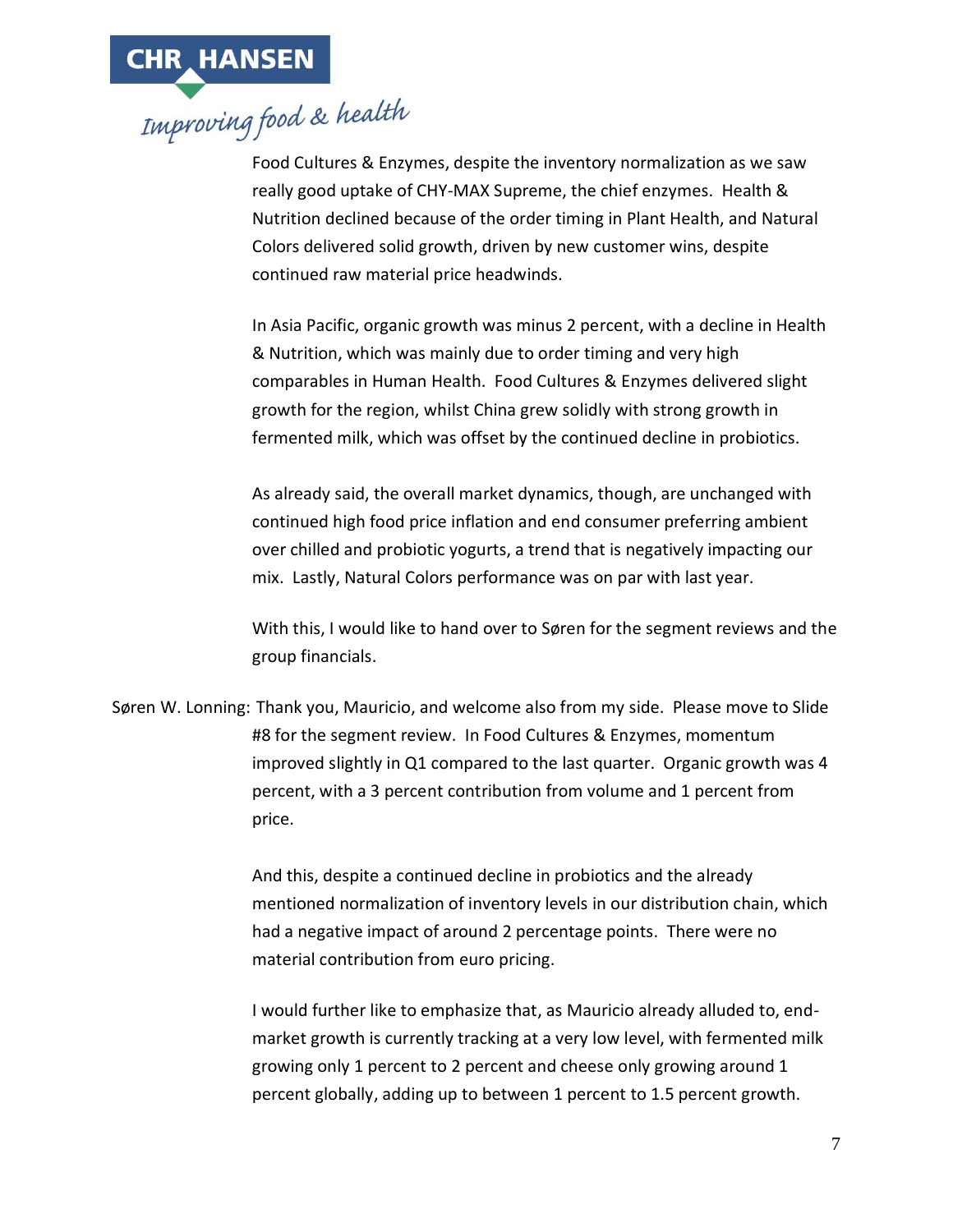Food Cultures & Enzymes, despite the inventory normalization as we saw really good uptake of CHY-MAX Supreme, the chief enzymes. Health & Nutrition declined because of the order timing in Plant Health, and Natural Colors delivered solid growth, driven by new customer wins, despite continued raw material price headwinds.

In Asia Pacific, organic growth was minus 2 percent, with a decline in Health & Nutrition, which was mainly due to order timing and very high comparables in Human Health. Food Cultures & Enzymes delivered slight growth for the region, whilst China grew solidly with strong growth in fermented milk, which was offset by the continued decline in probiotics.

As already said, the overall market dynamics, though, are unchanged with continued high food price inflation and end consumer preferring ambient over chilled and probiotic yogurts, a trend that is negatively impacting our mix. Lastly, Natural Colors performance was on par with last year.

With this, I would like to hand over to Søren for the segment reviews and the group financials.

Søren W. Lonning: Thank you, Mauricio, and welcome also from my side. Please move to Slide #8 for the segment review. In Food Cultures & Enzymes, momentum improved slightly in Q1 compared to the last quarter. Organic growth was 4 percent, with a 3 percent contribution from volume and 1 percent from price.

And this, despite a continued decline in probiotics and the already mentioned normalization of inventory levels in our distribution chain, which had a negative impact of around 2 percentage points. There were no material contribution from euro pricing.

I would further like to emphasize that, as Mauricio already alluded to, end-market growth is currently tracking at a very low level, with fermented milk growing only 1 percent to 2 percent and cheese only growing around 1 percent globally, adding up to between 1 percent to 1.5 percent growth.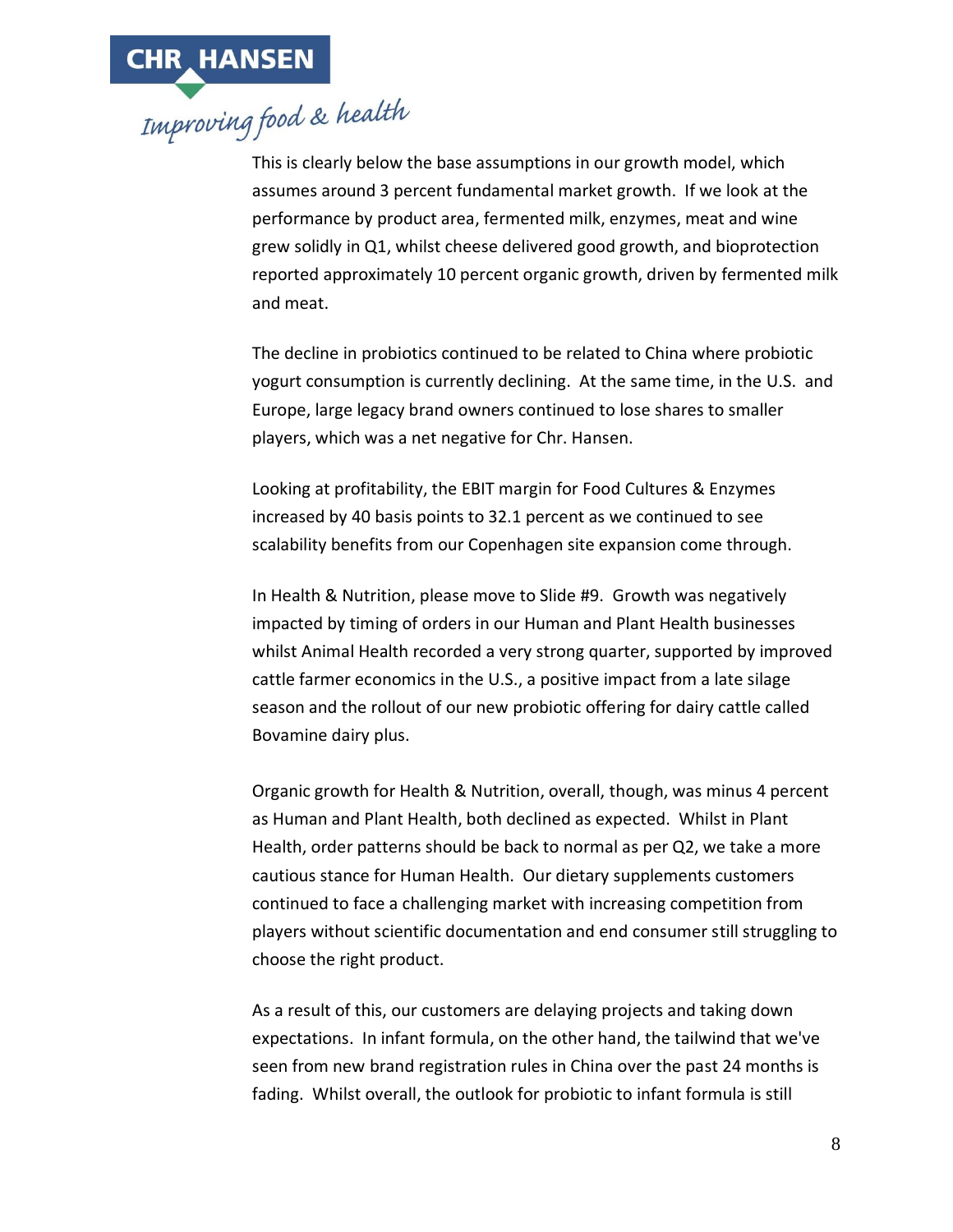This is clearly below the base assumptions in our growth model, which assumes around 3 percent fundamental market growth. If we look at the performance by product area, fermented milk, enzymes, meat and wine grew solidly in Q1, whilst cheese delivered good growth, and bioprotection reported approximately 10 percent organic growth, driven by fermented milk and meat.

The decline in probiotics continued to be related to China where probiotic yogurt consumption is currently declining. At the same time, in the U.S. and Europe, large legacy brand owners continued to lose shares to smaller players, which was a net negative for Chr. Hansen.

Looking at profitability, the EBIT margin for Food Cultures & Enzymes increased by 40 basis points to 32.1 percent as we continued to see scalability benefits from our Copenhagen site expansion come through.

In Health & Nutrition, please move to Slide #9. Growth was negatively impacted by timing of orders in our Human and Plant Health businesses whilst Animal Health recorded a very strong quarter, supported by improved cattle farmer economics in the U.S., a positive impact from a late silage season and the rollout of our new probiotic offering for dairy cattle called Bovamine dairy plus.

Organic growth for Health & Nutrition, overall, though, was minus 4 percent as Human and Plant Health, both declined as expected. Whilst in Plant Health, order patterns should be back to normal as per Q2, we take a more cautious stance for Human Health. Our dietary supplements customers continued to face a challenging market with increasing competition from players without scientific documentation and end consumer still struggling to choose the right product.

As a result of this, our customers are delaying projects and taking down expectations. In infant formula, on the other hand, the tailwind that we've seen from new brand registration rules in China over the past 24 months is fading. Whilst overall, the outlook for probiotic to infant formula is still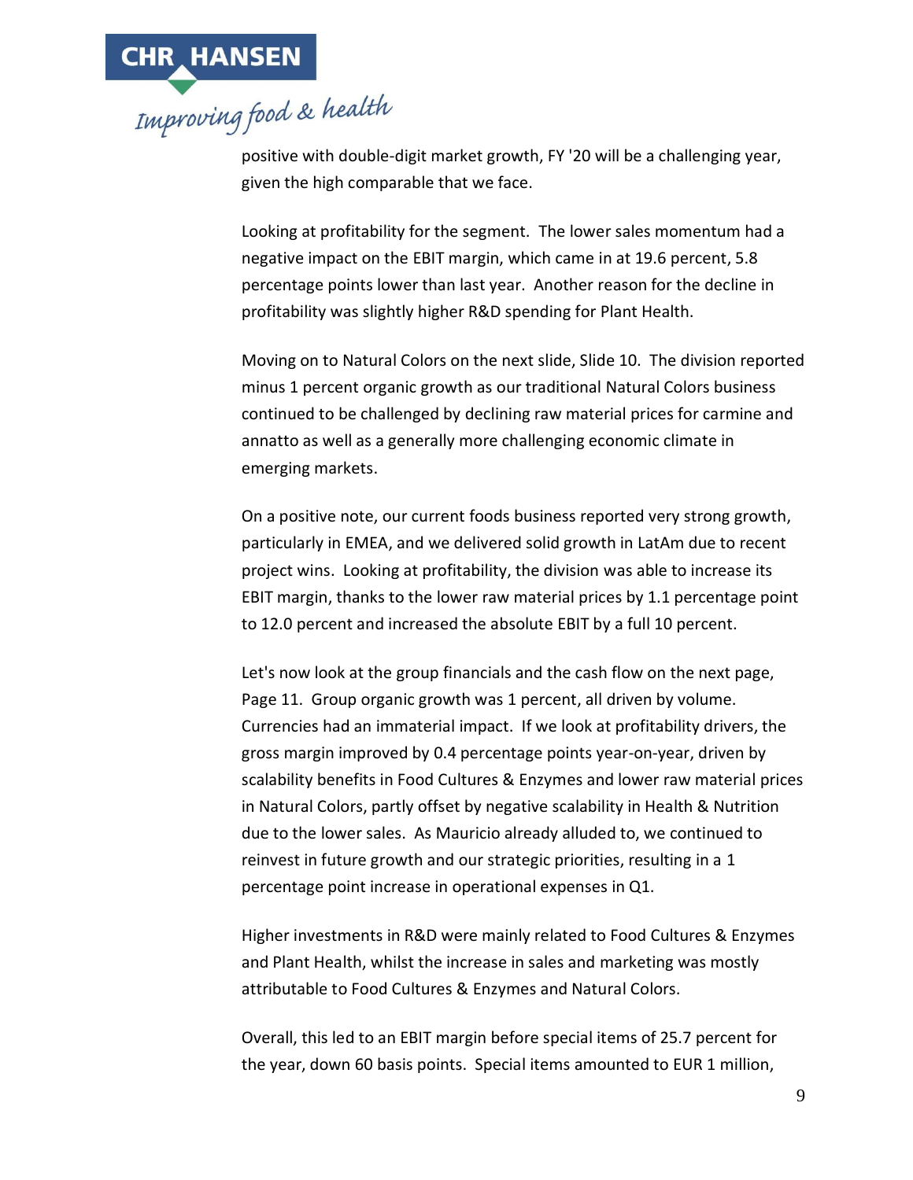positive with double-digit market growth, FY '20 will be a challenging year, given the high comparable that we face.

Looking at profitability for the segment. The lower sales momentum had a negative impact on the EBIT margin, which came in at 19.6 percent, 5.8 percentage points lower than last year. Another reason for the decline in profitability was slightly higher R&D spending for Plant Health.

Moving on to Natural Colors on the next slide, Slide 10. The division reported minus 1 percent organic growth as our traditional Natural Colors business continued to be challenged by declining raw material prices for carmine and annatto as well as a generally more challenging economic climate in emerging markets.

On a positive note, our current foods business reported very strong growth, particularly in EMEA, and we delivered solid growth in LatAm due to recent project wins. Looking at profitability, the division was able to increase its EBIT margin, thanks to the lower raw material prices by 1.1 percentage point to 12.0 percent and increased the absolute EBIT by a full 10 percent.

Let's now look at the group financials and the cash flow on the next page, Page 11. Group organic growth was 1 percent, all driven by volume. Currencies had an immaterial impact. If we look at profitability drivers, the gross margin improved by 0.4 percentage points year-on-year, driven by scalability benefits in Food Cultures & Enzymes and lower raw material prices in Natural Colors, partly offset by negative scalability in Health & Nutrition due to the lower sales. As Mauricio already alluded to, we continued to reinvest in future growth and our strategic priorities, resulting in a 1 percentage point increase in operational expenses in Q1.

Higher investments in R&D were mainly related to Food Cultures & Enzymes and Plant Health, whilst the increase in sales and marketing was mostly attributable to Food Cultures & Enzymes and Natural Colors.

Overall, this led to an EBIT margin before special items of 25.7 percent for the year, down 60 basis points. Special items amounted to EUR 1 million,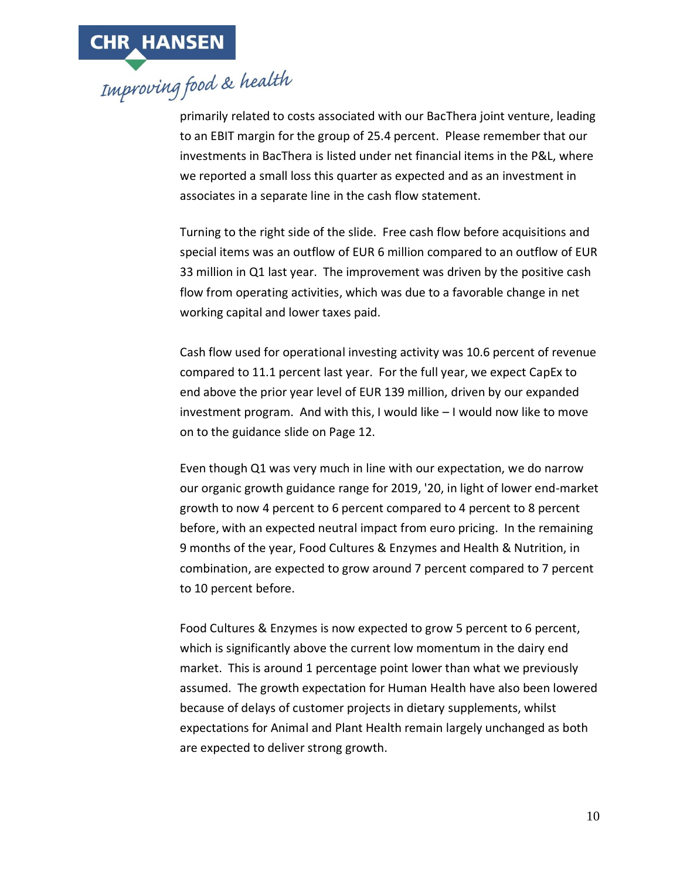primarily related to costs associated with our BacThera joint venture, leading to an EBIT margin for the group of 25.4 percent. Please remember that our investments in BacThera is listed under net financial items in the P&L, where we reported a small loss this quarter as expected and as an investment in associates in a separate line in the cash flow statement.

Turning to the right side of the slide. Free cash flow before acquisitions and special items was an outflow of EUR 6 million compared to an outflow of EUR 33 million in Q1 last year. The improvement was driven by the positive cash flow from operating activities, which was due to a favorable change in net working capital and lower taxes paid.

Cash flow used for operational investing activity was 10.6 percent of revenue compared to 11.1 percent last year. For the full year, we expect CapEx to end above the prior year level of EUR 139 million, driven by our expanded investment program. And with this, I would like – I would now like to move on to the guidance slide on Page 12.

Even though Q1 was very much in line with our expectation, we do narrow our organic growth guidance range for 2019, '20, in light of lower end-market growth to now 4 percent to 6 percent compared to 4 percent to 8 percent before, with an expected neutral impact from euro pricing. In the remaining 9 months of the year, Food Cultures & Enzymes and Health & Nutrition, in combination, are expected to grow around 7 percent compared to 7 percent to 10 percent before.

Food Cultures & Enzymes is now expected to grow 5 percent to 6 percent, which is significantly above the current low momentum in the dairy end market. This is around 1 percentage point lower than what we previously assumed. The growth expectation for Human Health have also been lowered because of delays of customer projects in dietary supplements, whilst expectations for Animal and Plant Health remain largely unchanged as both are expected to deliver strong growth.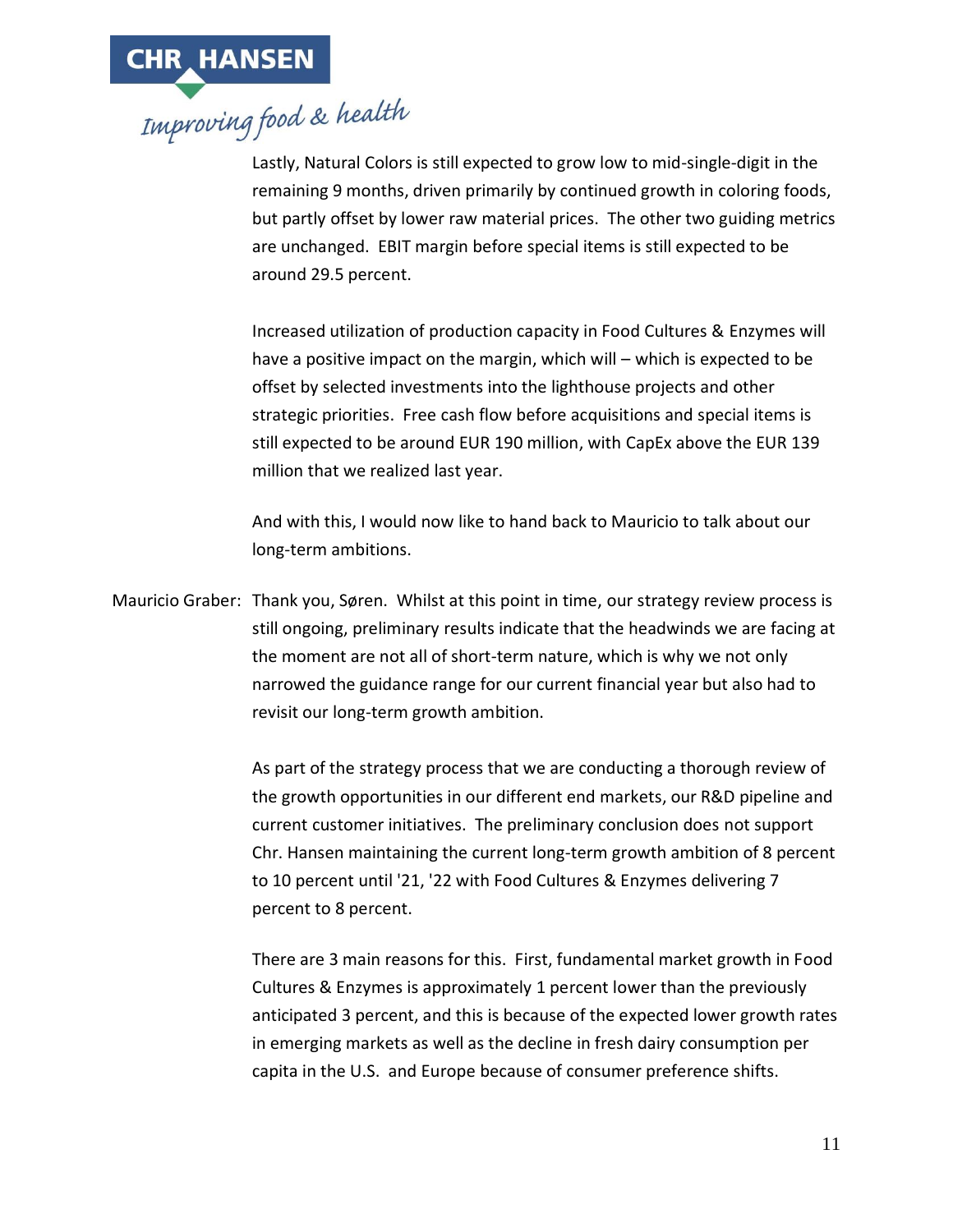Lastly, Natural Colors is still expected to grow low to mid-single-digit in the remaining 9 months, driven primarily by continued growth in coloring foods, but partly offset by lower raw material prices. The other two guiding metrics are unchanged. EBIT margin before special items is still expected to be around 29.5 percent.

Increased utilization of production capacity in Food Cultures & Enzymes will have a positive impact on the margin, which will – which is expected to be offset by selected investments into the lighthouse projects and other strategic priorities. Free cash flow before acquisitions and special items is still expected to be around EUR 190 million, with CapEx above the EUR 139 million that we realized last year.

And with this, I would now like to hand back to Mauricio to talk about our long-term ambitions.

Mauricio Graber: Thank you, Søren. Whilst at this point in time, our strategy review process is still ongoing, preliminary results indicate that the headwinds we are facing at the moment are not all of short-term nature, which is why we not only narrowed the guidance range for our current financial year but also had to revisit our long-term growth ambition.

As part of the strategy process that we are conducting a thorough review of the growth opportunities in our different end markets, our R&D pipeline and current customer initiatives. The preliminary conclusion does not support Chr. Hansen maintaining the current long-term growth ambition of 8 percent to 10 percent until '21, '22 with Food Cultures & Enzymes delivering 7 percent to 8 percent.

There are 3 main reasons for this. First, fundamental market growth in Food Cultures & Enzymes is approximately 1 percent lower than the previously anticipated 3 percent, and this is because of the expected lower growth rates in emerging markets as well as the decline in fresh dairy consumption per capita in the U.S. and Europe because of consumer preference shifts.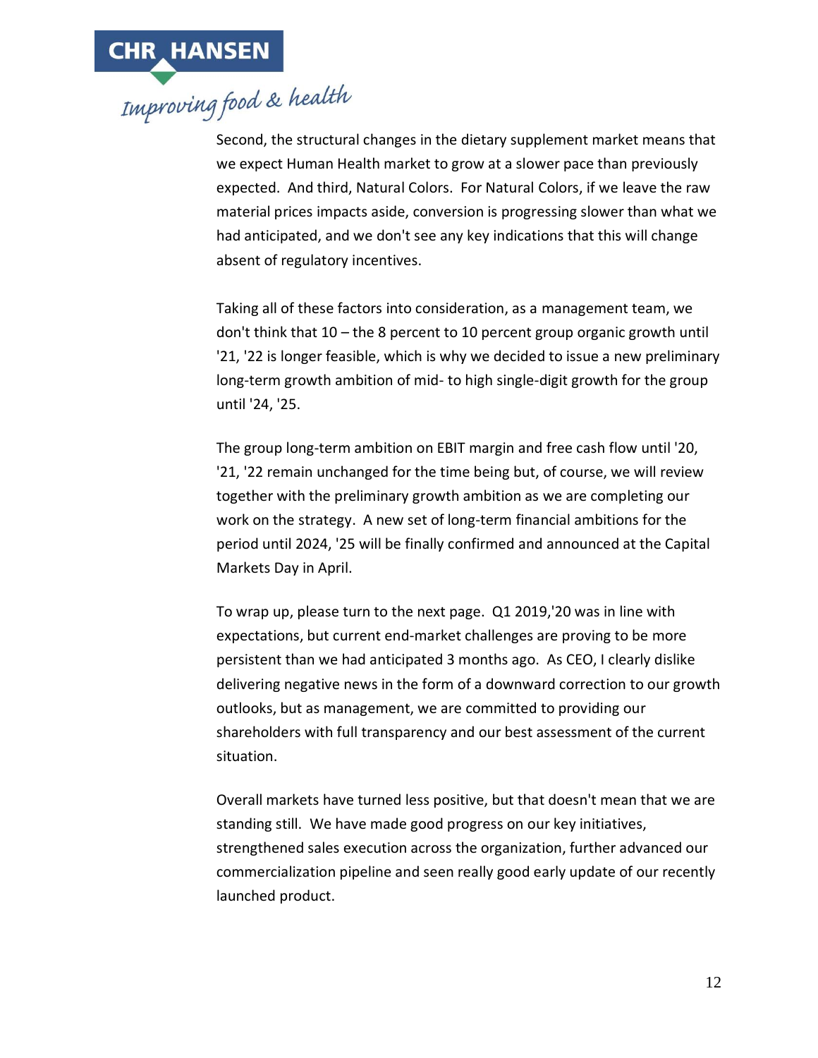Second, the structural changes in the dietary supplement market means that we expect Human Health market to grow at a slower pace than previously expected. And third, Natural Colors. For Natural Colors, if we leave the raw material prices impacts aside, conversion is progressing slower than what we had anticipated, and we don't see any key indications that this will change absent of regulatory incentives.

Taking all of these factors into consideration, as a management team, we don't think that 10 – the 8 percent to 10 percent group organic growth until '21, '22 is longer feasible, which is why we decided to issue a new preliminary long-term growth ambition of mid- to high single-digit growth for the group until '24, '25.

The group long-term ambition on EBIT margin and free cash flow until '20, '21, '22 remain unchanged for the time being but, of course, we will review together with the preliminary growth ambition as we are completing our work on the strategy. A new set of long-term financial ambitions for the period until 2024, '25 will be finally confirmed and announced at the Capital Markets Day in April.

To wrap up, please turn to the next page. Q1 2019,'20 was in line with expectations, but current end-market challenges are proving to be more persistent than we had anticipated 3 months ago. As CEO, I clearly dislike delivering negative news in the form of a downward correction to our growth outlooks, but as management, we are committed to providing our shareholders with full transparency and our best assessment of the current situation.

Overall markets have turned less positive, but that doesn't mean that we are standing still. We have made good progress on our key initiatives, strengthened sales execution across the organization, further advanced our commercialization pipeline and seen really good early update of our recently launched product.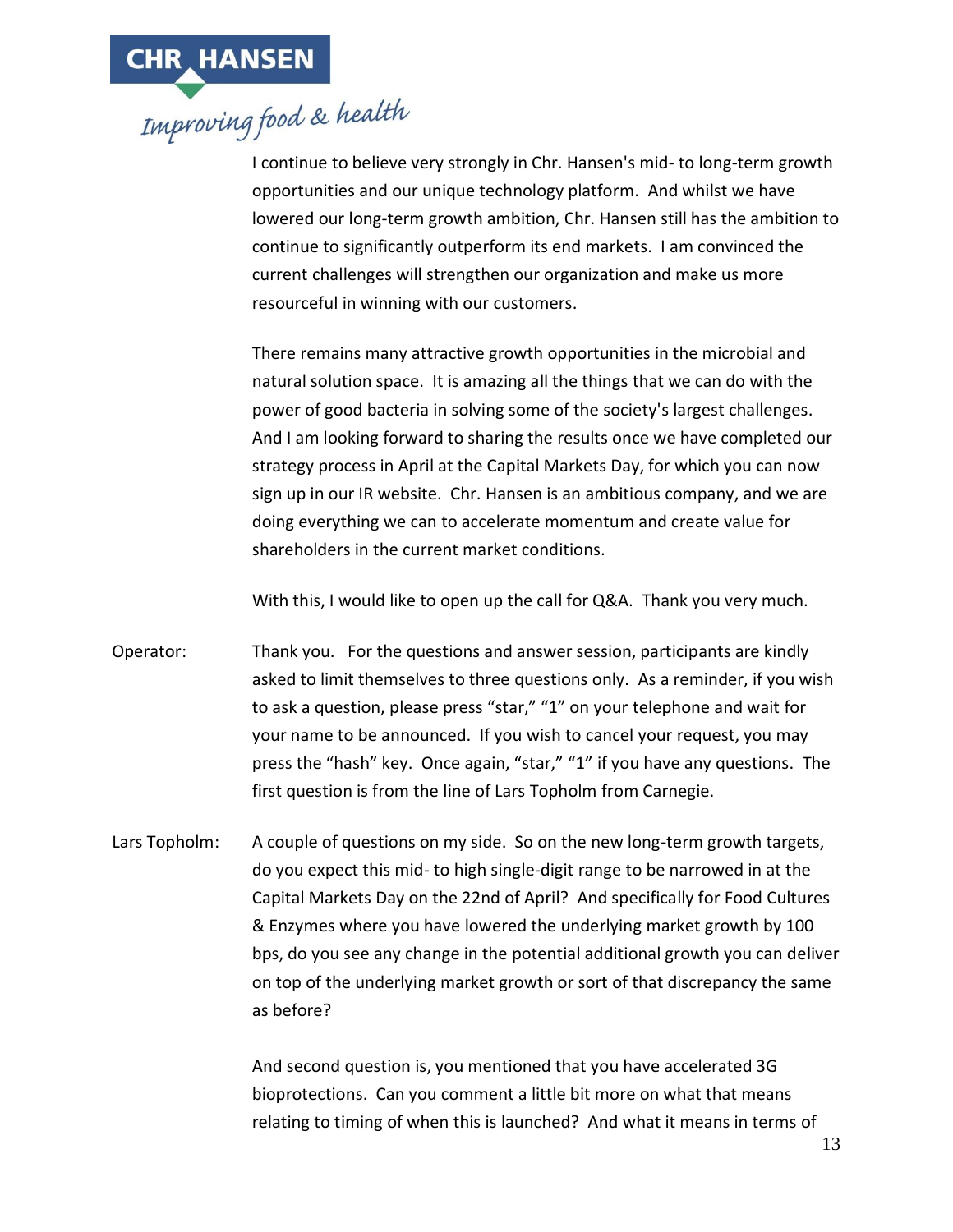I continue to believe very strongly in Chr. Hansen's mid- to long-term growth opportunities and our unique technology platform. And whilst we have lowered our long-term growth ambition, Chr. Hansen still has the ambition to continue to significantly outperform its end markets. I am convinced the current challenges will strengthen our organization and make us more resourceful in winning with our customers.

There remains many attractive growth opportunities in the microbial and natural solution space. It is amazing all the things that we can do with the power of good bacteria in solving some of the society's largest challenges. And I am looking forward to sharing the results once we have completed our strategy process in April at the Capital Markets Day, for which you can now sign up in our IR website. Chr. Hansen is an ambitious company, and we are doing everything we can to accelerate momentum and create value for shareholders in the current market conditions.

With this, I would like to open up the call for Q&A. Thank you very much.

Operator: Thank you. For the questions and answer session, participants are kindly asked to limit themselves to three questions only. As a reminder, if you wish to ask a question, please press "star," "1" on your telephone and wait for your name to be announced. If you wish to cancel your request, you may press the "hash" key. Once again, "star," "1" if you have any questions. The first question is from the line of Lars Topholm from Carnegie.

Lars Topholm: A couple of questions on my side. So on the new long-term growth targets, do you expect this mid- to high single-digit range to be narrowed in at the Capital Markets Day on the 22nd of April? And specifically for Food Cultures & Enzymes where you have lowered the underlying market growth by 100 bps, do you see any change in the potential additional growth you can deliver on top of the underlying market growth or sort of that discrepancy the same as before?

And second question is, you mentioned that you have accelerated 3G bioprotections. Can you comment a little bit more on what that means relating to timing of when this is launched? And what it means in terms of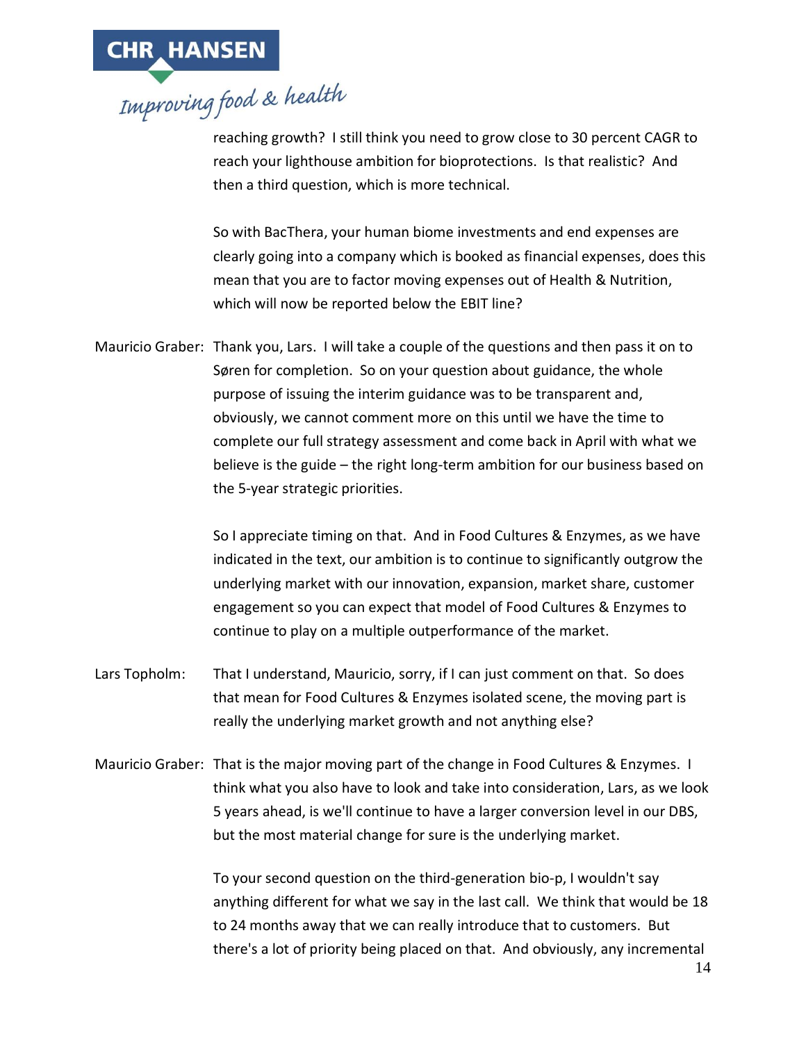reaching growth? I still think you need to grow close to 30 percent CAGR to reach your lighthouse ambition for bioprotections. Is that realistic? And then a third question, which is more technical.

So with BacThera, your human biome investments and end expenses are clearly going into a company which is booked as financial expenses, does this mean that you are to factor moving expenses out of Health & Nutrition, which will now be reported below the EBIT line?

Mauricio Graber: Thank you, Lars. I will take a couple of the questions and then pass it on to Søren for completion. So on your question about guidance, the whole purpose of issuing the interim guidance was to be transparent and, obviously, we cannot comment more on this until we have the time to complete our full strategy assessment and come back in April with what we believe is the guide – the right long-term ambition for our business based on the 5-year strategic priorities.

So I appreciate timing on that. And in Food Cultures & Enzymes, as we have indicated in the text, our ambition is to continue to significantly outgrow the underlying market with our innovation, expansion, market share, customer engagement so you can expect that model of Food Cultures & Enzymes to continue to play on a multiple outperformance of the market.

Lars Topholm: That I understand, Mauricio, sorry, if I can just comment on that. So does that mean for Food Cultures & Enzymes isolated scene, the moving part is really the underlying market growth and not anything else?

Mauricio Graber: That is the major moving part of the change in Food Cultures & Enzymes. I think what you also have to look and take into consideration, Lars, as we look 5 years ahead, is we'll continue to have a larger conversion level in our DBS, but the most material change for sure is the underlying market.

To your second question on the third-generation bio-p, I wouldn't say anything different for what we say in the last call. We think that would be 18 to 24 months away that we can really introduce that to customers. But there's a lot of priority being placed on that. And obviously, any incremental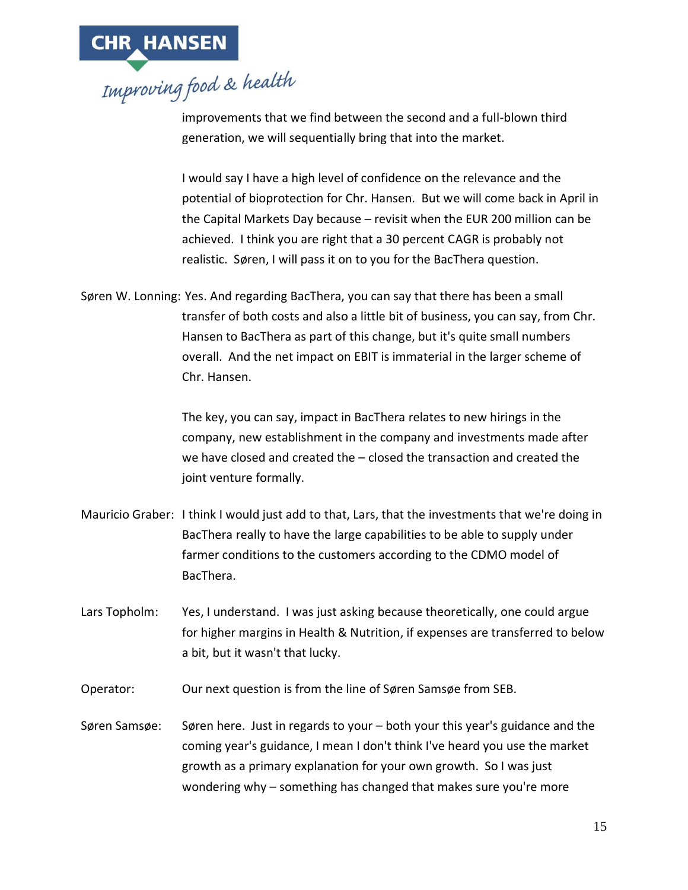improvements that we find between the second and a full-blown third generation, we will sequentially bring that into the market.

I would say I have a high level of confidence on the relevance and the potential of bioprotection for Chr. Hansen. But we will come back in April in the Capital Markets Day because – revisit when the EUR 200 million can be achieved. I think you are right that a 30 percent CAGR is probably not realistic. Søren, I will pass it on to you for the BacThera question.

Søren W. Lonning: Yes. And regarding BacThera, you can say that there has been a small transfer of both costs and also a little bit of business, you can say, from Chr. Hansen to BacThera as part of this change, but it's quite small numbers overall. And the net impact on EBIT is immaterial in the larger scheme of Chr. Hansen.

The key, you can say, impact in BacThera relates to new hirings in the company, new establishment in the company and investments made after we have closed and created the – closed the transaction and created the joint venture formally.

Mauricio Graber: I think I would just add to that, Lars, that the investments that we're doing in BacThera really to have the large capabilities to be able to supply under farmer conditions to the customers according to the CDMO model of BacThera.

Lars Topholm: Yes, I understand. I was just asking because theoretically, one could argue for higher margins in Health & Nutrition, if expenses are transferred to below a bit, but it wasn't that lucky.

Operator: Our next question is from the line of Søren Samsøe from SEB.

Søren Samsøe: Søren here. Just in regards to your – both your this year's guidance and the coming year's guidance, I mean I don't think I've heard you use the market growth as a primary explanation for your own growth. So I was just wondering why – something has changed that makes sure you're more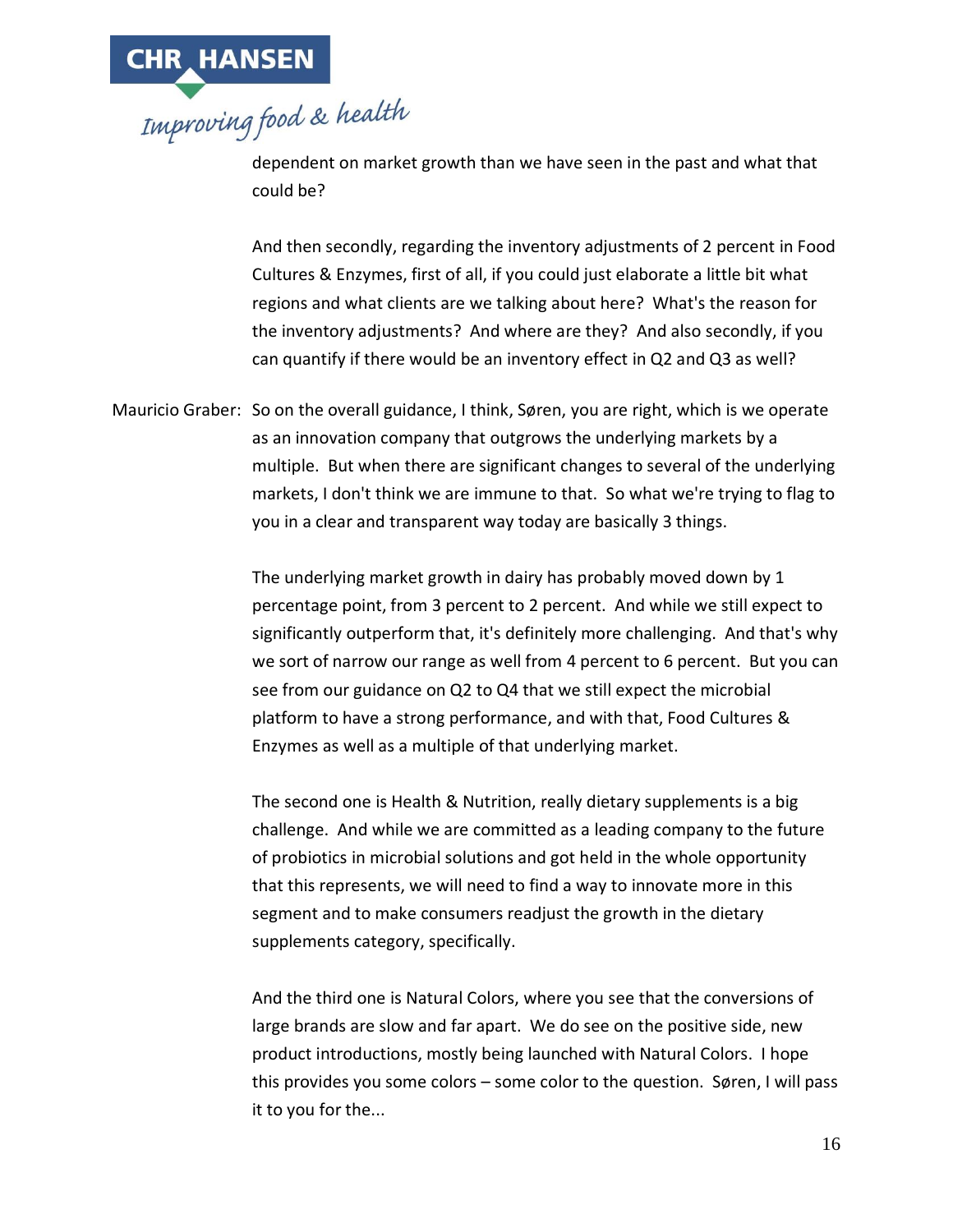dependent on market growth than we have seen in the past and what that could be?

And then secondly, regarding the inventory adjustments of 2 percent in Food Cultures & Enzymes, first of all, if you could just elaborate a little bit what regions and what clients are we talking about here? What's the reason for the inventory adjustments? And where are they? And also secondly, if you can quantify if there would be an inventory effect in Q2 and Q3 as well?

Mauricio Graber: So on the overall guidance, I think, Søren, you are right, which is we operate as an innovation company that outgrows the underlying markets by a multiple. But when there are significant changes to several of the underlying markets, I don't think we are immune to that. So what we're trying to flag to you in a clear and transparent way today are basically 3 things.

The underlying market growth in dairy has probably moved down by 1 percentage point, from 3 percent to 2 percent. And while we still expect to significantly outperform that, it's definitely more challenging. And that's why we sort of narrow our range as well from 4 percent to 6 percent. But you can see from our guidance on Q2 to Q4 that we still expect the microbial platform to have a strong performance, and with that, Food Cultures & Enzymes as well as a multiple of that underlying market.

The second one is Health & Nutrition, really dietary supplements is a big challenge. And while we are committed as a leading company to the future of probiotics in microbial solutions and got held in the whole opportunity that this represents, we will need to find a way to innovate more in this segment and to make consumers readjust the growth in the dietary supplements category, specifically.

And the third one is Natural Colors, where you see that the conversions of large brands are slow and far apart. We do see on the positive side, new product introductions, mostly being launched with Natural Colors. I hope this provides you some colors – some color to the question. Søren, I will pass it to you for the...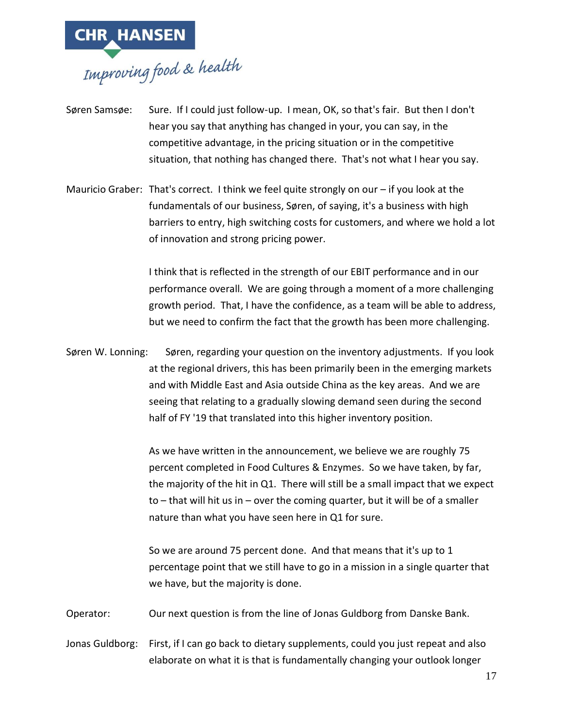Søren Samsøe: Sure. If I could just follow-up. I mean, OK, so that's fair. But then I don't hear you say that anything has changed in your, you can say, in the competitive advantage, in the pricing situation or in the competitive situation, that nothing has changed there. That's not what I hear you say.

Mauricio Graber: That's correct. I think we feel quite strongly on our – if you look at the fundamentals of our business, Søren, of saying, it's a business with high barriers to entry, high switching costs for customers, and where we hold a lot of innovation and strong pricing power.

I think that is reflected in the strength of our EBIT performance and in our performance overall. We are going through a moment of a more challenging growth period. That, I have the confidence, as a team will be able to address, but we need to confirm the fact that the growth has been more challenging.

Søren W. Lonning: Søren, regarding your question on the inventory adjustments. If you look at the regional drivers, this has been primarily been in the emerging markets and with Middle East and Asia outside China as the key areas. And we are seeing that relating to a gradually slowing demand seen during the second half of FY '19 that translated into this higher inventory position.

As we have written in the announcement, we believe we are roughly 75 percent completed in Food Cultures & Enzymes. So we have taken, by far, the majority of the hit in Q1. There will still be a small impact that we expect to – that will hit us in – over the coming quarter, but it will be of a smaller nature than what you have seen here in Q1 for sure.

So we are around 75 percent done. And that means that it's up to 1 percentage point that we still have to go in a mission in a single quarter that we have, but the majority is done.

Operator: Our next question is from the line of Jonas Guldborg from Danske Bank.

Jonas Guldborg: First, if I can go back to dietary supplements, could you just repeat and also elaborate on what it is that is fundamentally changing your outlook longer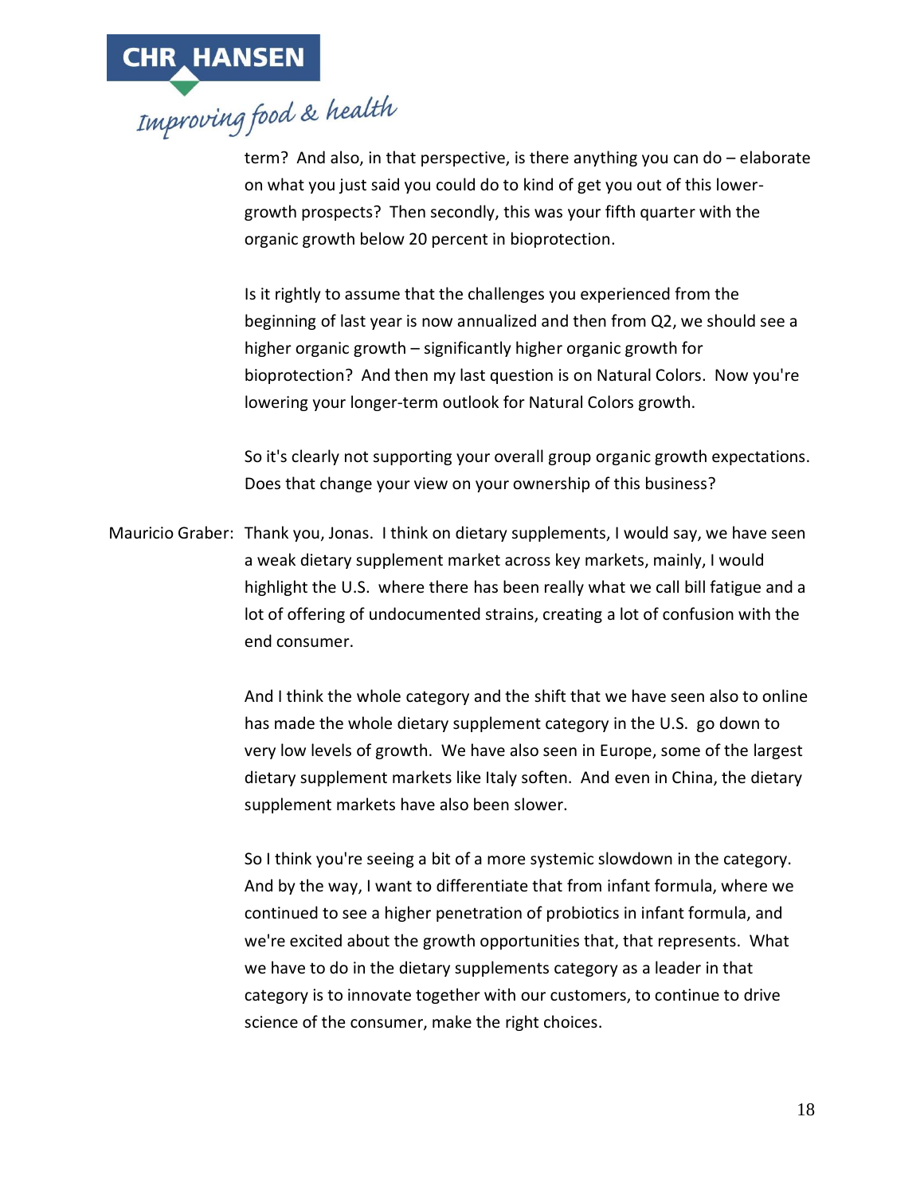term? And also, in that perspective, is there anything you can do – elaborate on what you just said you could do to kind of get you out of this lower-growth prospects? Then secondly, this was your fifth quarter with the organic growth below 20 percent in bioprotection.

Is it rightly to assume that the challenges you experienced from the beginning of last year is now annualized and then from Q2, we should see a higher organic growth – significantly higher organic growth for bioprotection? And then my last question is on Natural Colors. Now you're lowering your longer-term outlook for Natural Colors growth.

So it's clearly not supporting your overall group organic growth expectations. Does that change your view on your ownership of this business?

Mauricio Graber: Thank you, Jonas. I think on dietary supplements, I would say, we have seen a weak dietary supplement market across key markets, mainly, I would highlight the U.S. where there has been really what we call bill fatigue and a lot of offering of undocumented strains, creating a lot of confusion with the end consumer.

And I think the whole category and the shift that we have seen also to online has made the whole dietary supplement category in the U.S. go down to very low levels of growth. We have also seen in Europe, some of the largest dietary supplement markets like Italy soften. And even in China, the dietary supplement markets have also been slower.

So I think you're seeing a bit of a more systemic slowdown in the category. And by the way, I want to differentiate that from infant formula, where we continued to see a higher penetration of probiotics in infant formula, and we're excited about the growth opportunities that, that represents. What we have to do in the dietary supplements category as a leader in that category is to innovate together with our customers, to continue to drive science of the consumer, make the right choices.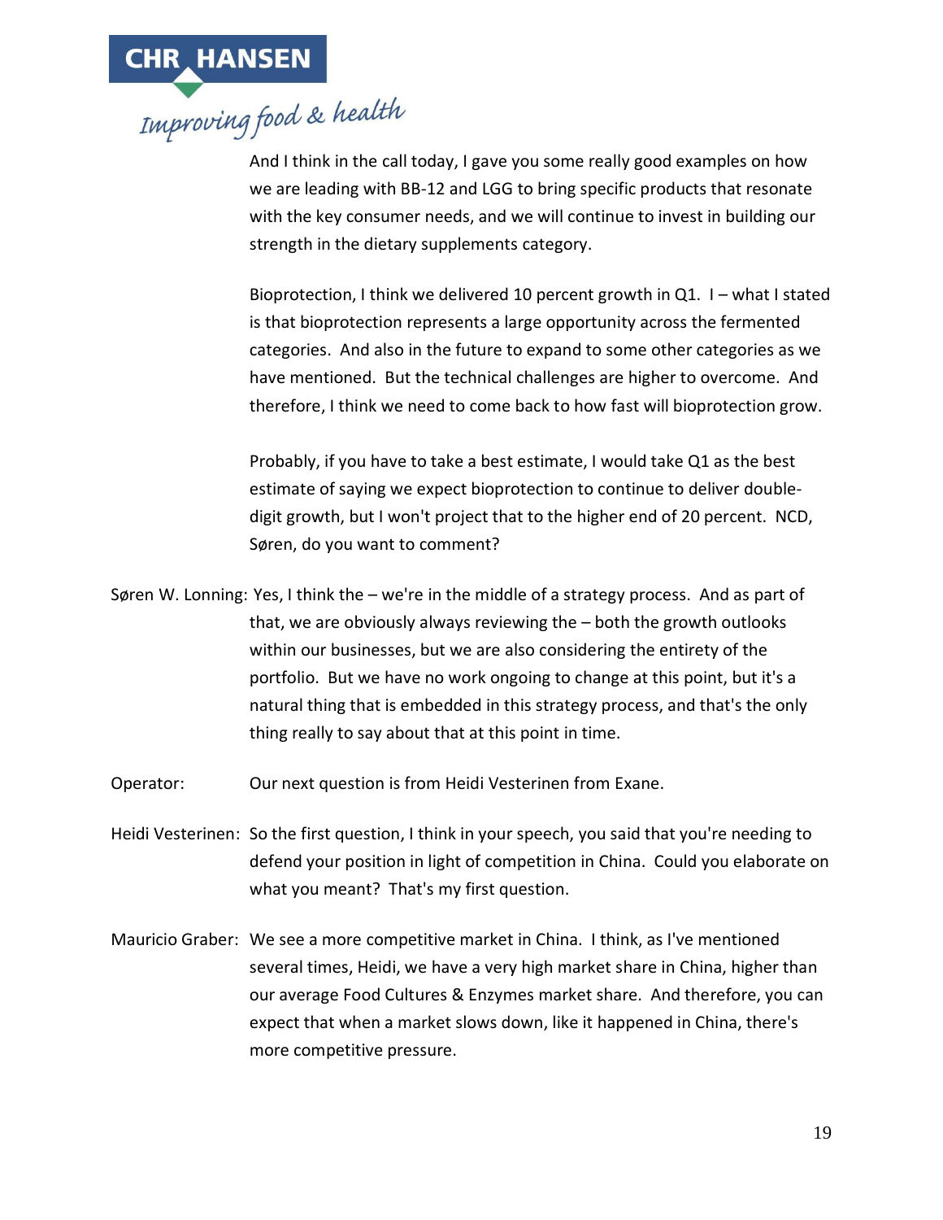And I think in the call today, I gave you some really good examples on how we are leading with BB-12 and LGG to bring specific products that resonate with the key consumer needs, and we will continue to invest in building our strength in the dietary supplements category.

Bioprotection, I think we delivered 10 percent growth in Q1. I – what I stated is that bioprotection represents a large opportunity across the fermented categories. And also in the future to expand to some other categories as we have mentioned. But the technical challenges are higher to overcome. And therefore, I think we need to come back to how fast will bioprotection grow.

Probably, if you have to take a best estimate, I would take Q1 as the best estimate of saying we expect bioprotection to continue to deliver double-digit growth, but I won't project that to the higher end of 20 percent. NCD, Søren, do you want to comment?

Søren W. Lonning: Yes, I think the – we're in the middle of a strategy process. And as part of that, we are obviously always reviewing the – both the growth outlooks within our businesses, but we are also considering the entirety of the portfolio. But we have no work ongoing to change at this point, but it's a natural thing that is embedded in this strategy process, and that's the only thing really to say about that at this point in time.

Operator: Our next question is from Heidi Vesterinen from Exane.

Heidi Vesterinen: So the first question, I think in your speech, you said that you're needing to defend your position in light of competition in China. Could you elaborate on what you meant? That's my first question.

Mauricio Graber: We see a more competitive market in China. I think, as I've mentioned several times, Heidi, we have a very high market share in China, higher than our average Food Cultures & Enzymes market share. And therefore, you can expect that when a market slows down, like it happened in China, there's more competitive pressure.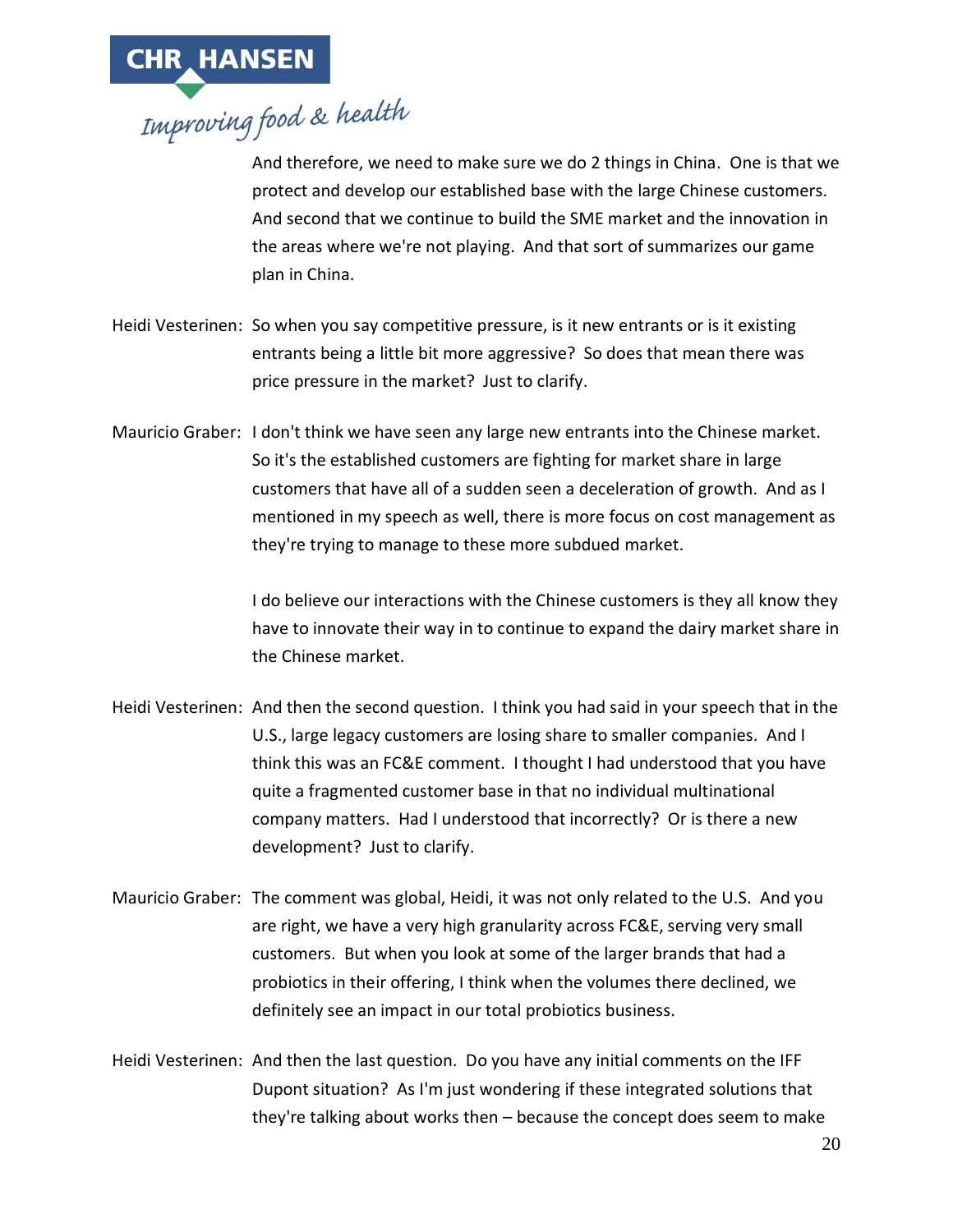And therefore, we need to make sure we do 2 things in China. One is that we protect and develop our established base with the large Chinese customers. And second that we continue to build the SME market and the innovation in the areas where we're not playing. And that sort of summarizes our game plan in China.

Heidi Vesterinen: So when you say competitive pressure, is it new entrants or is it existing entrants being a little bit more aggressive? So does that mean there was price pressure in the market? Just to clarify.

Mauricio Graber: I don't think we have seen any large new entrants into the Chinese market. So it's the established customers are fighting for market share in large customers that have all of a sudden seen a deceleration of growth. And as I mentioned in my speech as well, there is more focus on cost management as they're trying to manage to these more subdued market.

I do believe our interactions with the Chinese customers is they all know they have to innovate their way in to continue to expand the dairy market share in the Chinese market.

Heidi Vesterinen: And then the second question. I think you had said in your speech that in the U.S., large legacy customers are losing share to smaller companies. And I think this was an FC&E comment. I thought I had understood that you have quite a fragmented customer base in that no individual multinational company matters. Had I understood that incorrectly? Or is there a new development? Just to clarify.

Mauricio Graber: The comment was global, Heidi, it was not only related to the U.S. And you are right, we have a very high granularity across FC&E, serving very small customers. But when you look at some of the larger brands that had a probiotics in their offering, I think when the volumes there declined, we definitely see an impact in our total probiotics business.

Heidi Vesterinen: And then the last question. Do you have any initial comments on the IFF Dupont situation? As I'm just wondering if these integrated solutions that they're talking about works then – because the concept does seem to make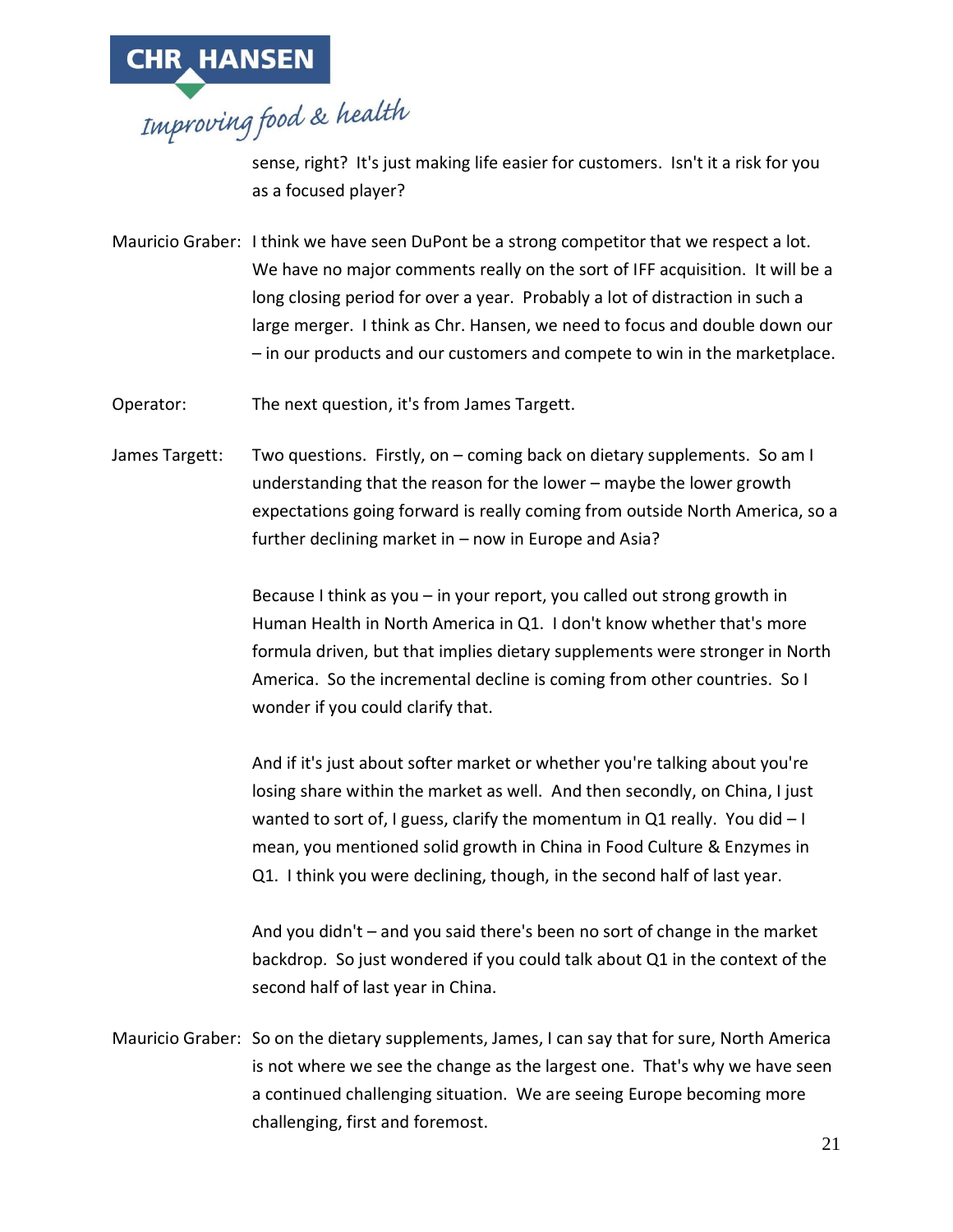sense, right? It's just making life easier for customers. Isn't it a risk for you as a focused player?

Mauricio Graber: I think we have seen DuPont be a strong competitor that we respect a lot. We have no major comments really on the sort of IFF acquisition. It will be a long closing period for over a year. Probably a lot of distraction in such a large merger. I think as Chr. Hansen, we need to focus and double down our – in our products and our customers and compete to win in the marketplace.

Operator: The next question, it's from James Targett.

James Targett: Two questions. Firstly, on – coming back on dietary supplements. So am I understanding that the reason for the lower – maybe the lower growth expectations going forward is really coming from outside North America, so a further declining market in – now in Europe and Asia?

Because I think as you – in your report, you called out strong growth in Human Health in North America in Q1. I don't know whether that's more formula driven, but that implies dietary supplements were stronger in North America. So the incremental decline is coming from other countries. So I wonder if you could clarify that.

And if it's just about softer market or whether you're talking about you're losing share within the market as well. And then secondly, on China, I just wanted to sort of, I guess, clarify the momentum in Q1 really. You did – I mean, you mentioned solid growth in China in Food Culture & Enzymes in Q1. I think you were declining, though, in the second half of last year.

And you didn't – and you said there's been no sort of change in the market backdrop. So just wondered if you could talk about Q1 in the context of the second half of last year in China.

Mauricio Graber: So on the dietary supplements, James, I can say that for sure, North America is not where we see the change as the largest one. That's why we have seen a continued challenging situation. We are seeing Europe becoming more challenging, first and foremost.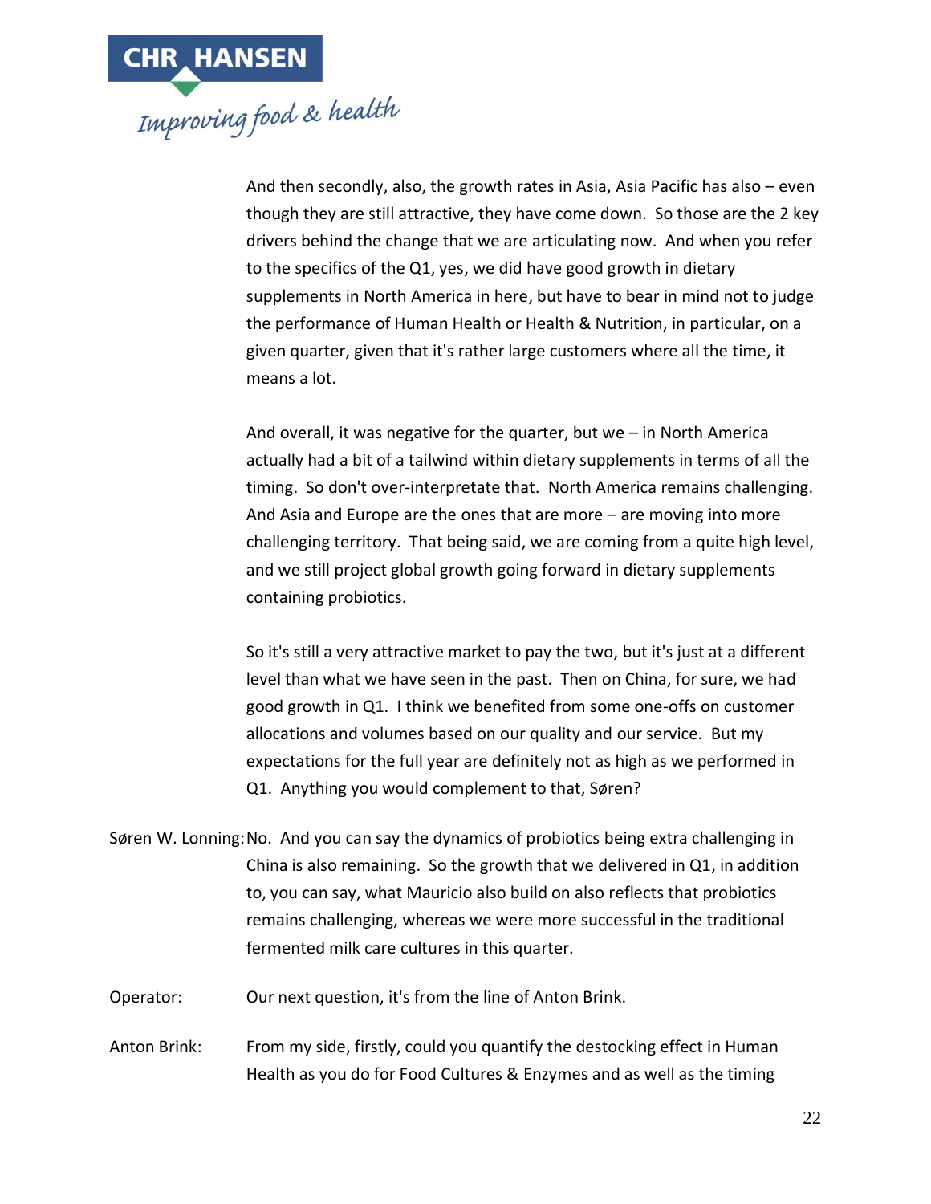And then secondly, also, the growth rates in Asia, Asia Pacific has also – even though they are still attractive, they have come down. So those are the 2 key drivers behind the change that we are articulating now. And when you refer to the specifics of the Q1, yes, we did have good growth in dietary supplements in North America in here, but have to bear in mind not to judge the performance of Human Health or Health & Nutrition, in particular, on a given quarter, given that it's rather large customers where all the time, it means a lot.

And overall, it was negative for the quarter, but we – in North America actually had a bit of a tailwind within dietary supplements in terms of all the timing. So don't over-interpretate that. North America remains challenging. And Asia and Europe are the ones that are more – are moving into more challenging territory. That being said, we are coming from a quite high level, and we still project global growth going forward in dietary supplements containing probiotics.

So it's still a very attractive market to pay the two, but it's just at a different level than what we have seen in the past. Then on China, for sure, we had good growth in Q1. I think we benefited from some one-offs on customer allocations and volumes based on our quality and our service. But my expectations for the full year are definitely not as high as we performed in Q1. Anything you would complement to that, Søren?

Søren W. Lonning: No. And you can say the dynamics of probiotics being extra challenging in China is also remaining. So the growth that we delivered in Q1, in addition to, you can say, what Mauricio also build on also reflects that probiotics remains challenging, whereas we were more successful in the traditional fermented milk care cultures in this quarter.

Operator: Our next question, it's from the line of Anton Brink.

Anton Brink: From my side, firstly, could you quantify the destocking effect in Human Health as you do for Food Cultures & Enzymes and as well as the timing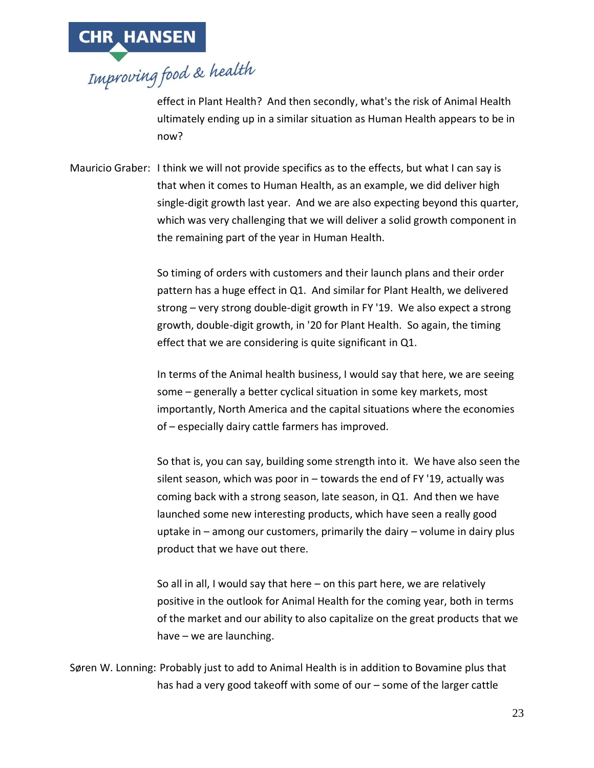effect in Plant Health? And then secondly, what's the risk of Animal Health ultimately ending up in a similar situation as Human Health appears to be in now?

Mauricio Graber: I think we will not provide specifics as to the effects, but what I can say is that when it comes to Human Health, as an example, we did deliver high single-digit growth last year. And we are also expecting beyond this quarter, which was very challenging that we will deliver a solid growth component in the remaining part of the year in Human Health.

So timing of orders with customers and their launch plans and their order pattern has a huge effect in Q1. And similar for Plant Health, we delivered strong – very strong double-digit growth in FY '19. We also expect a strong growth, double-digit growth, in '20 for Plant Health. So again, the timing effect that we are considering is quite significant in Q1.

In terms of the Animal health business, I would say that here, we are seeing some – generally a better cyclical situation in some key markets, most importantly, North America and the capital situations where the economies of – especially dairy cattle farmers has improved.

So that is, you can say, building some strength into it. We have also seen the silent season, which was poor in – towards the end of FY '19, actually was coming back with a strong season, late season, in Q1. And then we have launched some new interesting products, which have seen a really good uptake in – among our customers, primarily the dairy – volume in dairy plus product that we have out there.

So all in all, I would say that here – on this part here, we are relatively positive in the outlook for Animal Health for the coming year, both in terms of the market and our ability to also capitalize on the great products that we have – we are launching.

Søren W. Lonning: Probably just to add to Animal Health is in addition to Bovamine plus that has had a very good takeoff with some of our – some of the larger cattle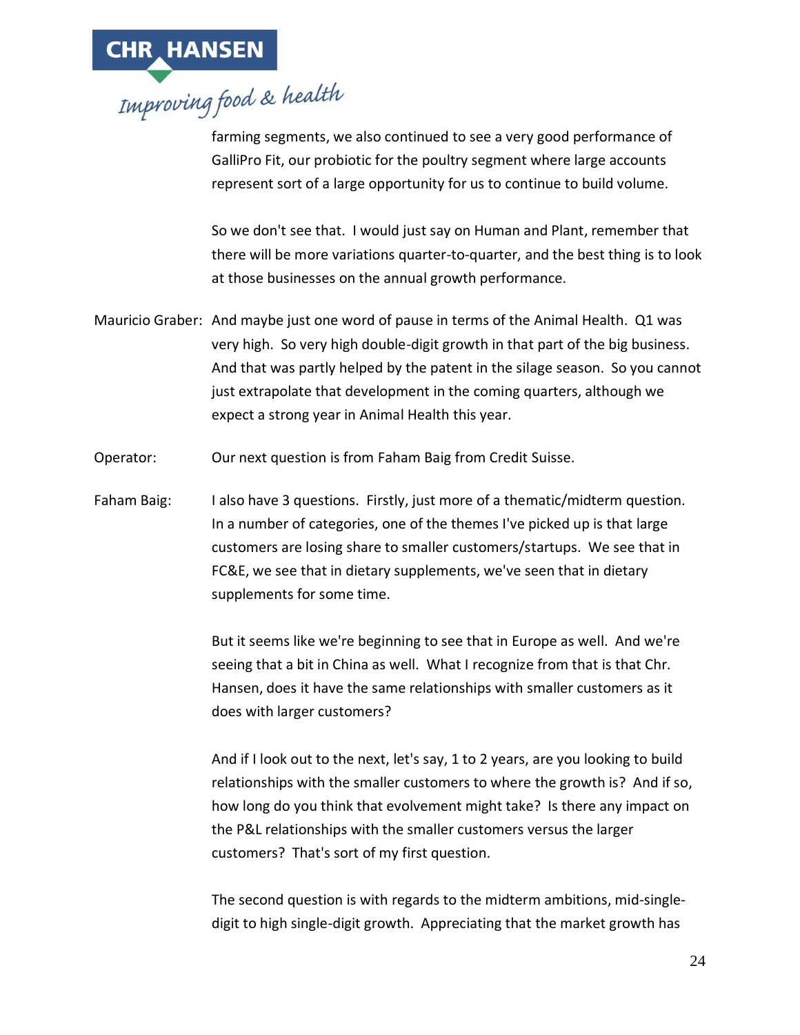farming segments, we also continued to see a very good performance of GalliPro Fit, our probiotic for the poultry segment where large accounts represent sort of a large opportunity for us to continue to build volume.

So we don't see that. I would just say on Human and Plant, remember that there will be more variations quarter-to-quarter, and the best thing is to look at those businesses on the annual growth performance.

Mauricio Graber: And maybe just one word of pause in terms of the Animal Health. Q1 was very high. So very high double-digit growth in that part of the big business. And that was partly helped by the patent in the silage season. So you cannot just extrapolate that development in the coming quarters, although we expect a strong year in Animal Health this year.

Operator: Our next question is from Faham Baig from Credit Suisse.

Faham Baig: I also have 3 questions. Firstly, just more of a thematic/midterm question. In a number of categories, one of the themes I've picked up is that large customers are losing share to smaller customers/startups. We see that in FC&E, we see that in dietary supplements, we've seen that in dietary supplements for some time.

But it seems like we're beginning to see that in Europe as well. And we're seeing that a bit in China as well. What I recognize from that is that Chr. Hansen, does it have the same relationships with smaller customers as it does with larger customers?

And if I look out to the next, let's say, 1 to 2 years, are you looking to build relationships with the smaller customers to where the growth is? And if so, how long do you think that evolvement might take? Is there any impact on the P&L relationships with the smaller customers versus the larger customers? That's sort of my first question.

The second question is with regards to the midterm ambitions, mid-single-digit to high single-digit growth. Appreciating that the market growth has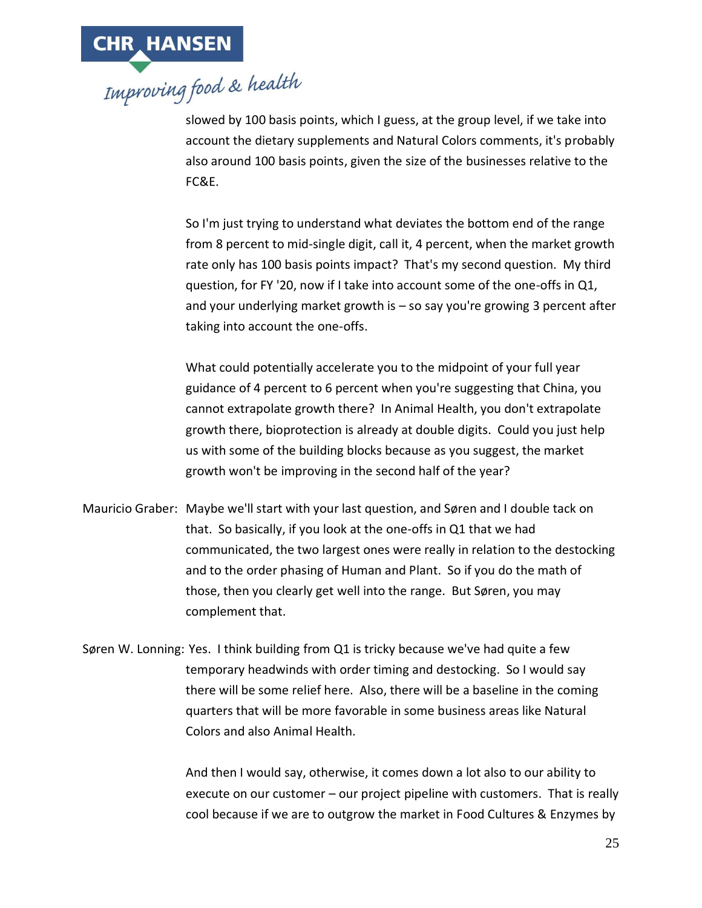slowed by 100 basis points, which I guess, at the group level, if we take into account the dietary supplements and Natural Colors comments, it's probably also around 100 basis points, given the size of the businesses relative to the FC&E.

So I'm just trying to understand what deviates the bottom end of the range from 8 percent to mid-single digit, call it, 4 percent, when the market growth rate only has 100 basis points impact? That's my second question. My third question, for FY '20, now if I take into account some of the one-offs in Q1, and your underlying market growth is – so say you're growing 3 percent after taking into account the one-offs.

What could potentially accelerate you to the midpoint of your full year guidance of 4 percent to 6 percent when you're suggesting that China, you cannot extrapolate growth there? In Animal Health, you don't extrapolate growth there, bioprotection is already at double digits. Could you just help us with some of the building blocks because as you suggest, the market growth won't be improving in the second half of the year?

Mauricio Graber: Maybe we'll start with your last question, and Søren and I double tack on that. So basically, if you look at the one-offs in Q1 that we had communicated, the two largest ones were really in relation to the destocking and to the order phasing of Human and Plant. So if you do the math of those, then you clearly get well into the range. But Søren, you may complement that.

Søren W. Lonning: Yes. I think building from Q1 is tricky because we've had quite a few temporary headwinds with order timing and destocking. So I would say there will be some relief here. Also, there will be a baseline in the coming quarters that will be more favorable in some business areas like Natural Colors and also Animal Health.

And then I would say, otherwise, it comes down a lot also to our ability to execute on our customer – our project pipeline with customers. That is really cool because if we are to outgrow the market in Food Cultures & Enzymes by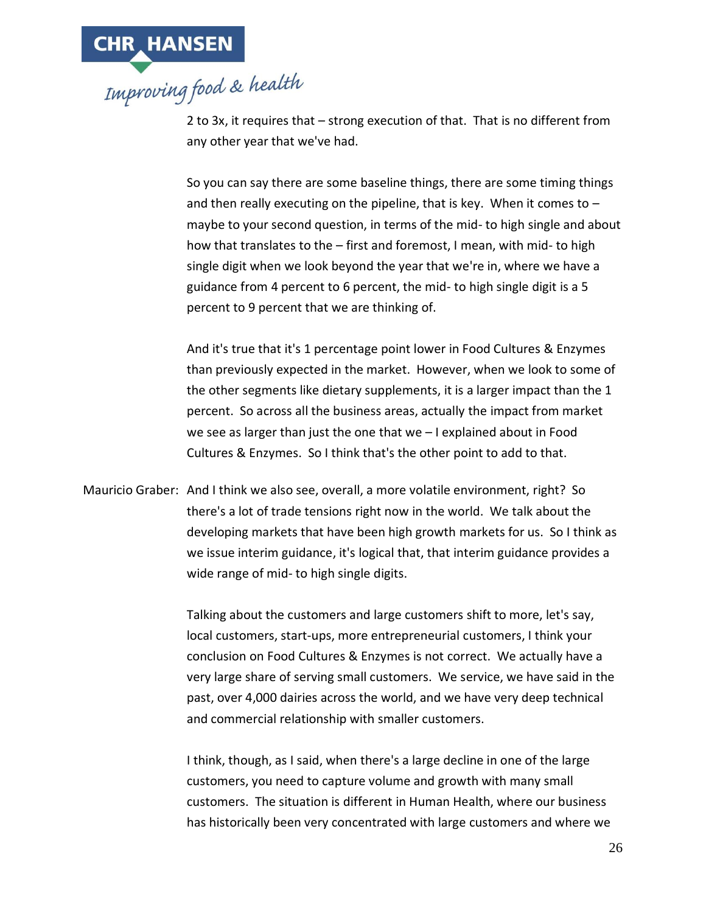2 to 3x, it requires that – strong execution of that. That is no different from any other year that we've had.

So you can say there are some baseline things, there are some timing things and then really executing on the pipeline, that is key. When it comes to – maybe to your second question, in terms of the mid- to high single and about how that translates to the – first and foremost, I mean, with mid- to high single digit when we look beyond the year that we're in, where we have a guidance from 4 percent to 6 percent, the mid- to high single digit is a 5 percent to 9 percent that we are thinking of.

And it's true that it's 1 percentage point lower in Food Cultures & Enzymes than previously expected in the market. However, when we look to some of the other segments like dietary supplements, it is a larger impact than the 1 percent. So across all the business areas, actually the impact from market we see as larger than just the one that we – I explained about in Food Cultures & Enzymes. So I think that's the other point to add to that.

Mauricio Graber: And I think we also see, overall, a more volatile environment, right? So there's a lot of trade tensions right now in the world. We talk about the developing markets that have been high growth markets for us. So I think as we issue interim guidance, it's logical that, that interim guidance provides a wide range of mid- to high single digits.

Talking about the customers and large customers shift to more, let's say, local customers, start-ups, more entrepreneurial customers, I think your conclusion on Food Cultures & Enzymes is not correct. We actually have a very large share of serving small customers. We service, we have said in the past, over 4,000 dairies across the world, and we have very deep technical and commercial relationship with smaller customers.

I think, though, as I said, when there's a large decline in one of the large customers, you need to capture volume and growth with many small customers. The situation is different in Human Health, where our business has historically been very concentrated with large customers and where we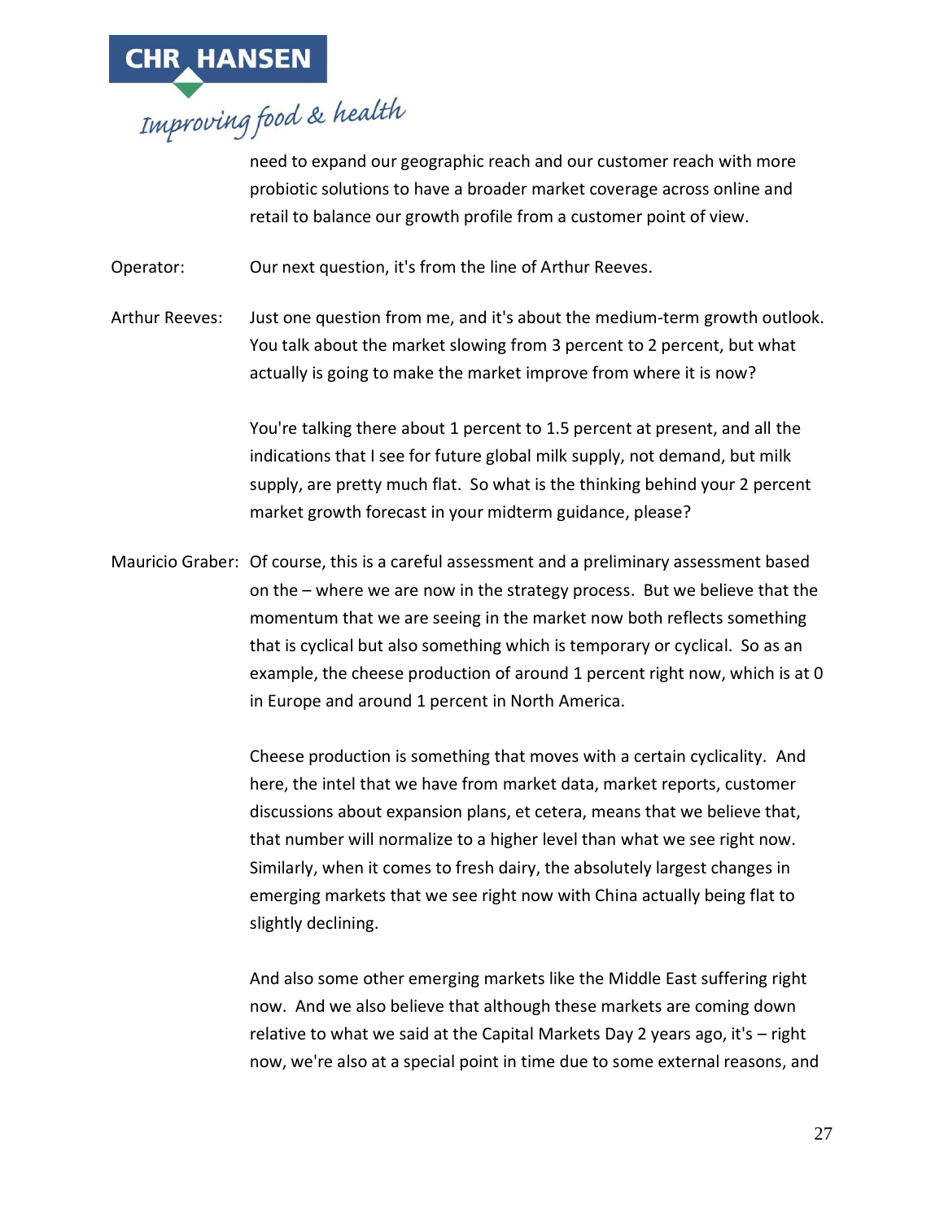need to expand our geographic reach and our customer reach with more probiotic solutions to have a broader market coverage across online and retail to balance our growth profile from a customer point of view.

Operator: Our next question, it's from the line of Arthur Reeves.

Arthur Reeves: Just one question from me, and it's about the medium-term growth outlook. You talk about the market slowing from 3 percent to 2 percent, but what actually is going to make the market improve from where it is now?

You're talking there about 1 percent to 1.5 percent at present, and all the indications that I see for future global milk supply, not demand, but milk supply, are pretty much flat. So what is the thinking behind your 2 percent market growth forecast in your midterm guidance, please?

Mauricio Graber: Of course, this is a careful assessment and a preliminary assessment based on the – where we are now in the strategy process. But we believe that the momentum that we are seeing in the market now both reflects something that is cyclical but also something which is temporary or cyclical. So as an example, the cheese production of around 1 percent right now, which is at 0 in Europe and around 1 percent in North America.

Cheese production is something that moves with a certain cyclicality. And here, the intel that we have from market data, market reports, customer discussions about expansion plans, et cetera, means that we believe that, that number will normalize to a higher level than what we see right now. Similarly, when it comes to fresh dairy, the absolutely largest changes in emerging markets that we see right now with China actually being flat to slightly declining.

And also some other emerging markets like the Middle East suffering right now. And we also believe that although these markets are coming down relative to what we said at the Capital Markets Day 2 years ago, it's – right now, we're also at a special point in time due to some external reasons, and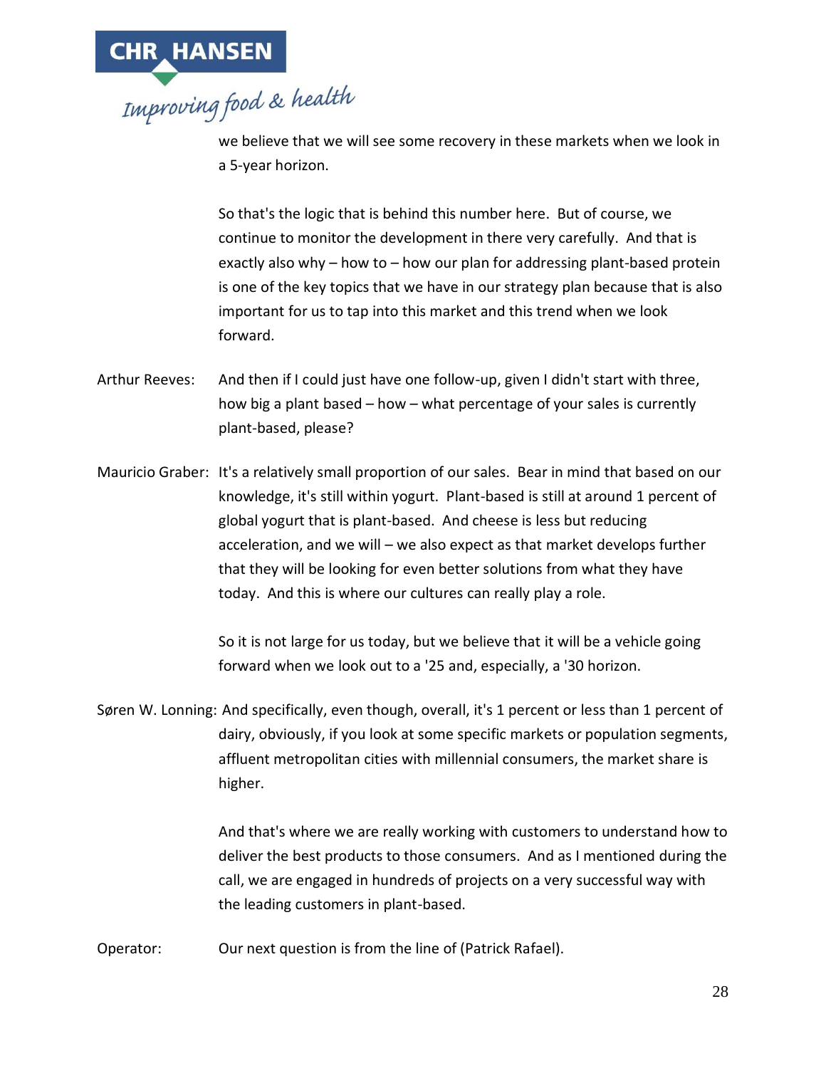we believe that we will see some recovery in these markets when we look in a 5-year horizon.

So that's the logic that is behind this number here. But of course, we continue to monitor the development in there very carefully. And that is exactly also why – how to – how our plan for addressing plant-based protein is one of the key topics that we have in our strategy plan because that is also important for us to tap into this market and this trend when we look forward.

Arthur Reeves: And then if I could just have one follow-up, given I didn't start with three, how big a plant based – how – what percentage of your sales is currently plant-based, please?

Mauricio Graber: It's a relatively small proportion of our sales. Bear in mind that based on our knowledge, it's still within yogurt. Plant-based is still at around 1 percent of global yogurt that is plant-based. And cheese is less but reducing acceleration, and we will – we also expect as that market develops further that they will be looking for even better solutions from what they have today. And this is where our cultures can really play a role.

So it is not large for us today, but we believe that it will be a vehicle going forward when we look out to a '25 and, especially, a '30 horizon.

Søren W. Lonning: And specifically, even though, overall, it's 1 percent or less than 1 percent of dairy, obviously, if you look at some specific markets or population segments, affluent metropolitan cities with millennial consumers, the market share is higher.

And that's where we are really working with customers to understand how to deliver the best products to those consumers. And as I mentioned during the call, we are engaged in hundreds of projects on a very successful way with the leading customers in plant-based.

Operator: Our next question is from the line of (Patrick Rafael).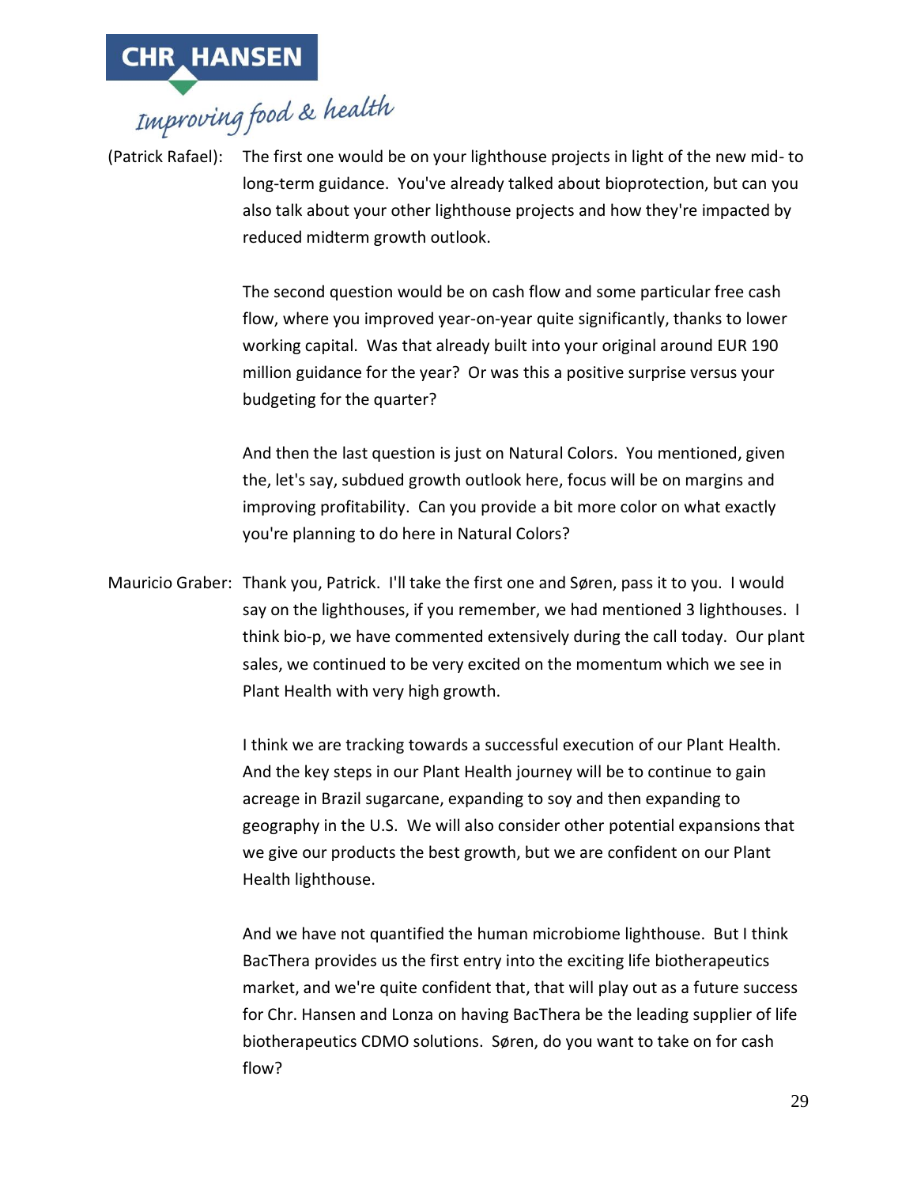(Patrick Rafael): The first one would be on your lighthouse projects in light of the new mid- to long-term guidance. You've already talked about bioprotection, but can you also talk about your other lighthouse projects and how they're impacted by reduced midterm growth outlook.

The second question would be on cash flow and some particular free cash flow, where you improved year-on-year quite significantly, thanks to lower working capital. Was that already built into your original around EUR 190 million guidance for the year? Or was this a positive surprise versus your budgeting for the quarter?

And then the last question is just on Natural Colors. You mentioned, given the, let's say, subdued growth outlook here, focus will be on margins and improving profitability. Can you provide a bit more color on what exactly you're planning to do here in Natural Colors?

Mauricio Graber: Thank you, Patrick. I'll take the first one and Søren, pass it to you. I would say on the lighthouses, if you remember, we had mentioned 3 lighthouses. I think bio-p, we have commented extensively during the call today. Our plant sales, we continued to be very excited on the momentum which we see in Plant Health with very high growth.

I think we are tracking towards a successful execution of our Plant Health. And the key steps in our Plant Health journey will be to continue to gain acreage in Brazil sugarcane, expanding to soy and then expanding to geography in the U.S. We will also consider other potential expansions that we give our products the best growth, but we are confident on our Plant Health lighthouse.

And we have not quantified the human microbiome lighthouse. But I think BacThera provides us the first entry into the exciting life biotherapeutics market, and we're quite confident that, that will play out as a future success for Chr. Hansen and Lonza on having BacThera be the leading supplier of life biotherapeutics CDMO solutions. Søren, do you want to take on for cash flow?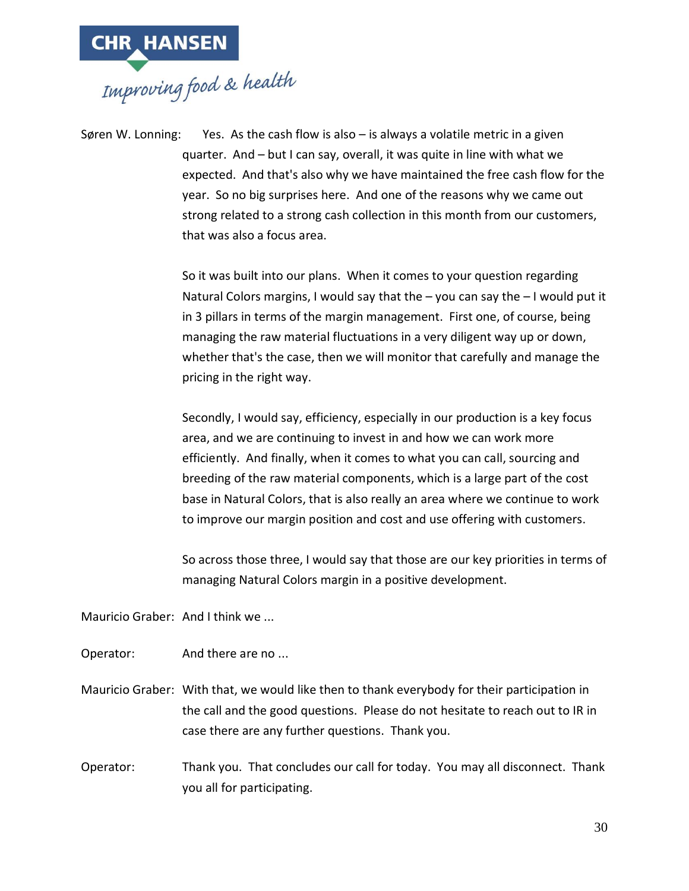Søren W. Lonning: Yes. As the cash flow is also – is always a volatile metric in a given quarter. And – but I can say, overall, it was quite in line with what we expected. And that's also why we have maintained the free cash flow for the year. So no big surprises here. And one of the reasons why we came out strong related to a strong cash collection in this month from our customers, that was also a focus area.

So it was built into our plans. When it comes to your question regarding Natural Colors margins, I would say that the – you can say the – I would put it in 3 pillars in terms of the margin management. First one, of course, being managing the raw material fluctuations in a very diligent way up or down, whether that's the case, then we will monitor that carefully and manage the pricing in the right way.

Secondly, I would say, efficiency, especially in our production is a key focus area, and we are continuing to invest in and how we can work more efficiently. And finally, when it comes to what you can call, sourcing and breeding of the raw material components, which is a large part of the cost base in Natural Colors, that is also really an area where we continue to work to improve our margin position and cost and use offering with customers.

So across those three, I would say that those are our key priorities in terms of managing Natural Colors margin in a positive development.

Mauricio Graber: And I think we ...

Operator: And there are no ...

Mauricio Graber: With that, we would like then to thank everybody for their participation in the call and the good questions. Please do not hesitate to reach out to IR in case there are any further questions. Thank you.

Operator: Thank you. That concludes our call for today. You may all disconnect. Thank you all for participating.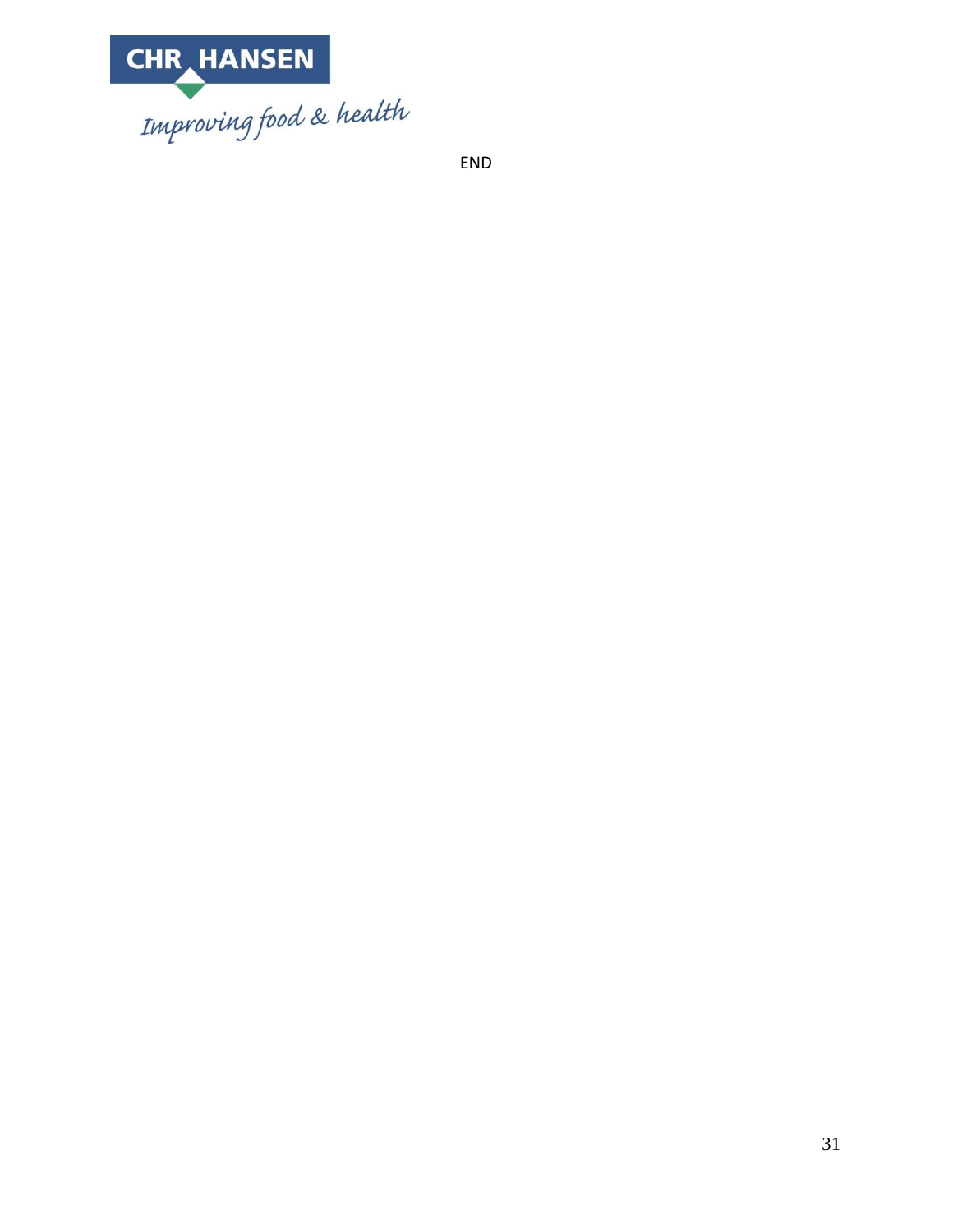CHR HANSEN

*Improving food & health*

END